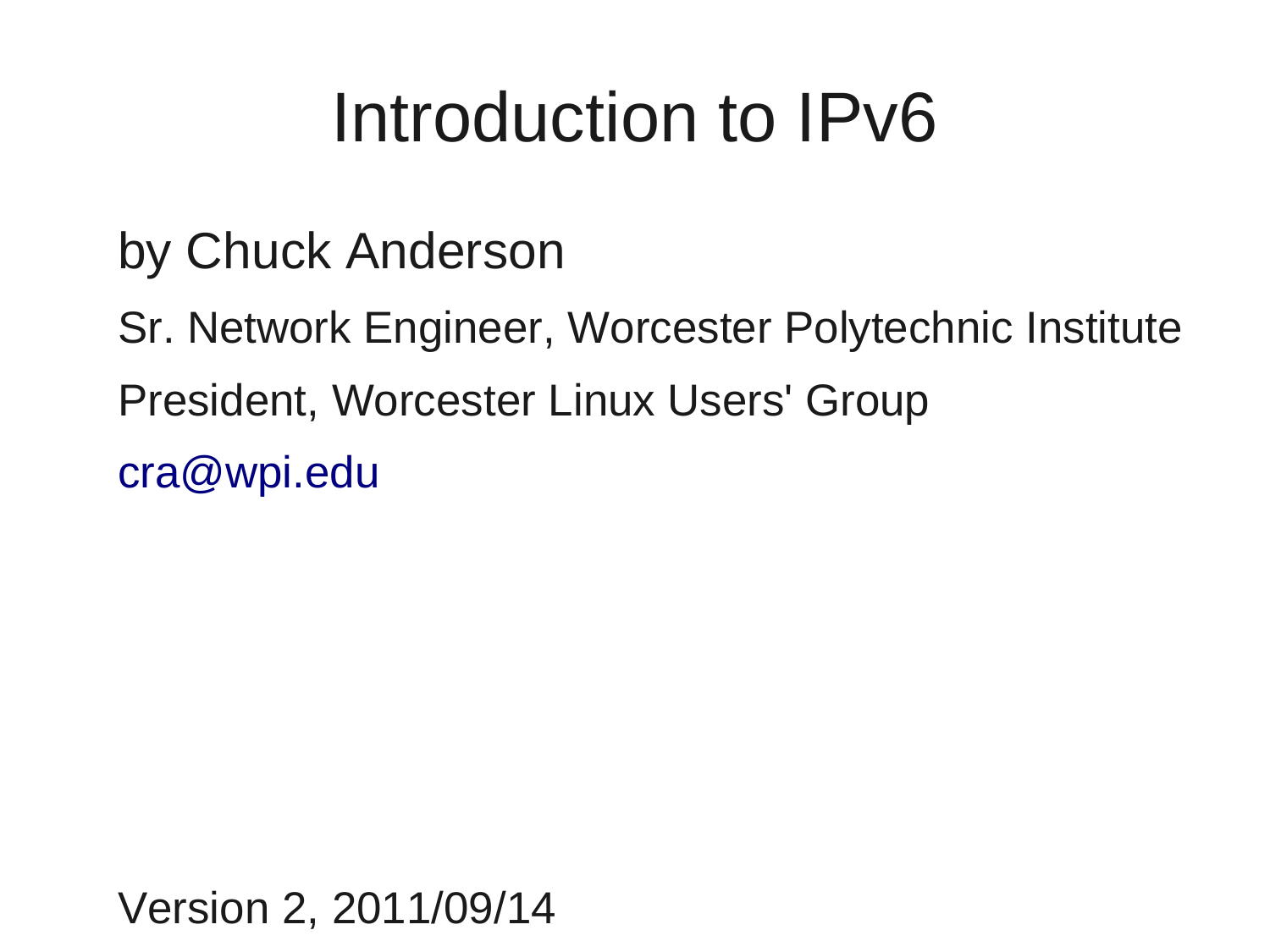# Introduction to IPv6

by Chuck Anderson

Sr. Network Engineer, Worcester Polytechnic Institute

President, Worcester Linux Users' Group

cra@wpi.edu

Version 2, 2011/09/14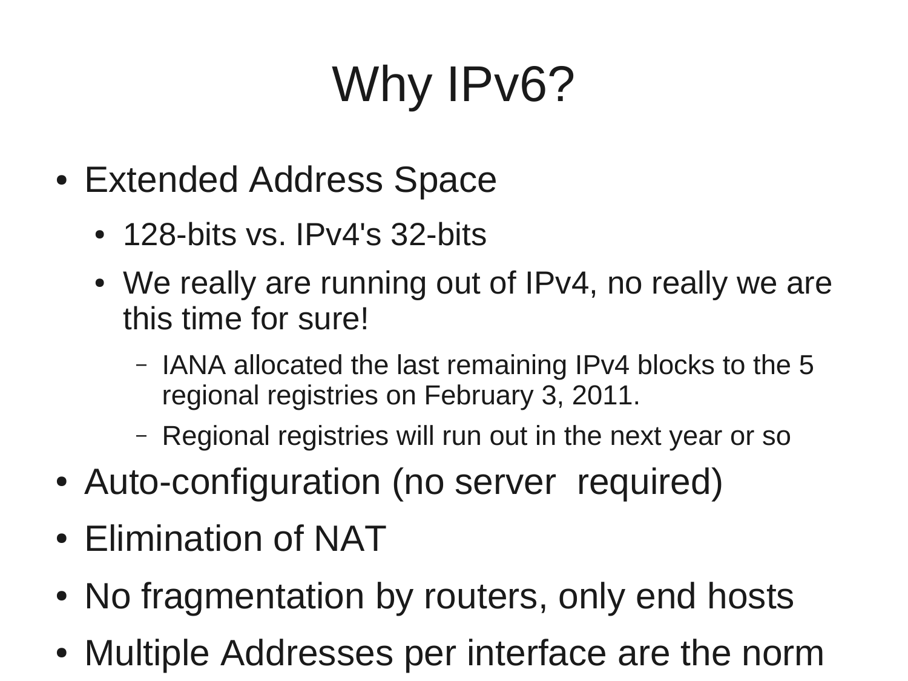# Why IPv6?

- Extended Address Space
  - 128-bits vs. IPv4's 32-bits
  - We really are running out of IPv4, no really we are this time for sure!
    - IANA allocated the last remaining IPv4 blocks to the 5 regional registries on February 3, 2011.
    - Regional registries will run out in the next year or so
- Auto-configuration (no server required)
- Elimination of NAT
- No fragmentation by routers, only end hosts
- Multiple Addresses per interface are the norm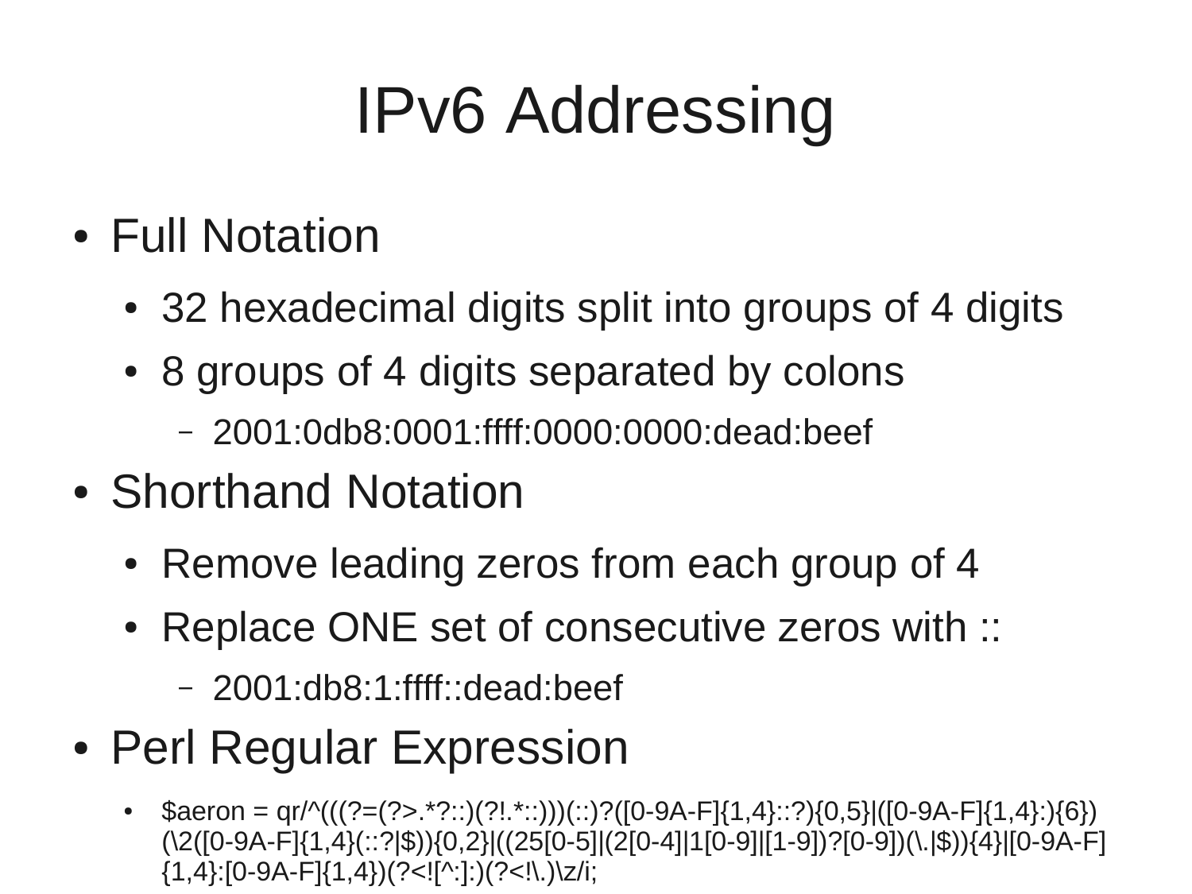# IPv6 Addressing

- Full Notation
  - 32 hexadecimal digits split into groups of 4 digits
  - 8 groups of 4 digits separated by colons
    - 2001:0db8:0001:ffff:0000:0000:dead:beef
- Shorthand Notation
  - Remove leading zeros from each group of 4
  - Replace ONE set of consecutive zeros with ::
    - 2001:db8:1:ffff::dead:beef
- Perl Regular Expression
  - `$aeron = qr/^(((?=(?>.*?::)(?!.*::)))(::)?([0-9A-F]{1,4}::?){0,5}|([0-9A-F]{1,4}:){6})(\2([0-9A-F]{1,4}(::?|$)){0,2}|((25[0-5]|(2[0-4]|1[0-9]|[1-9])?[0-9])(\.|$)){4}|[0-9A-F]{1,4}:[0-9A-F]{1,4})(?<![^:]:)(?<!\.)\z/i;`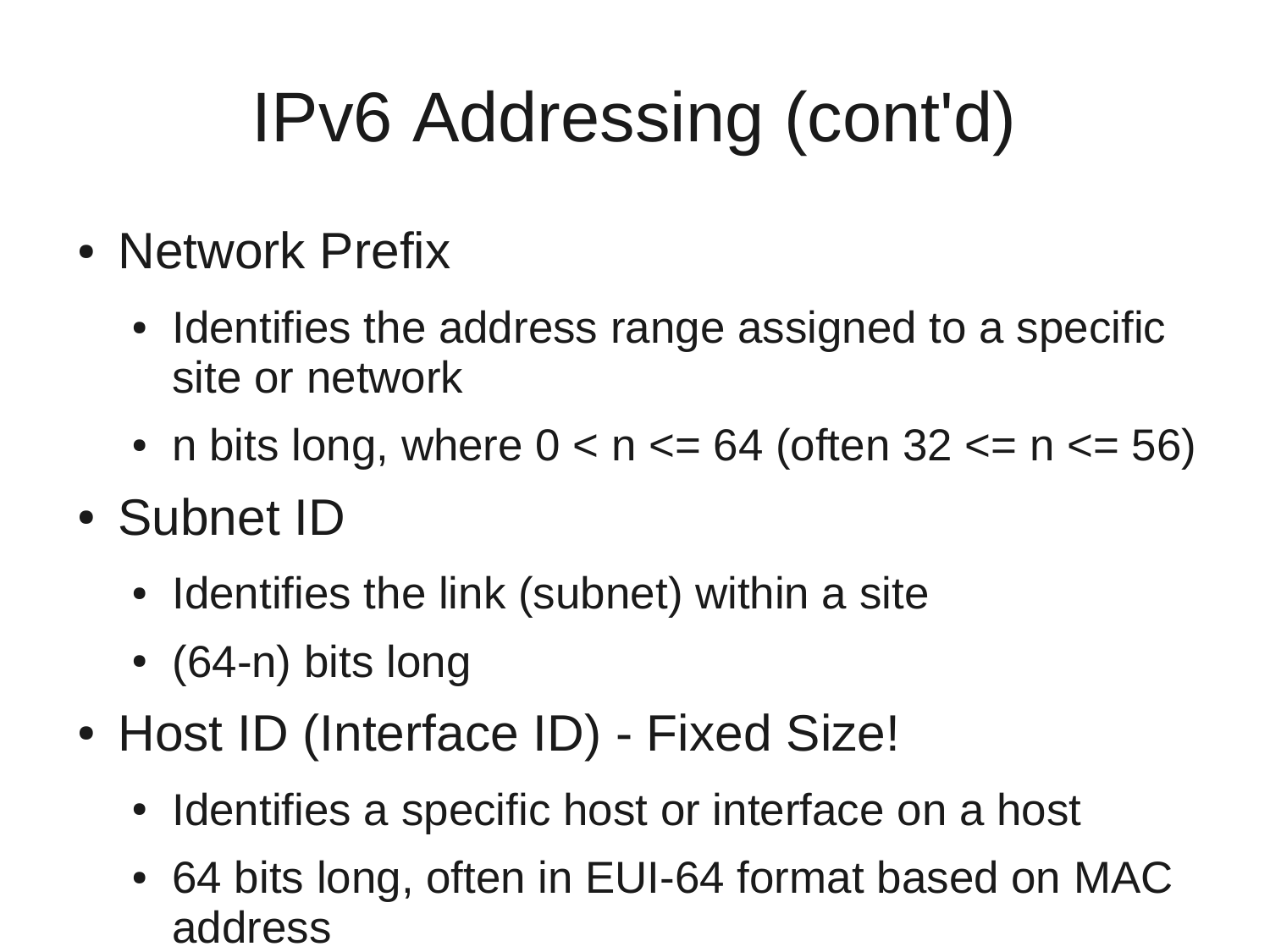# IPv6 Addressing (cont'd)

- Network Prefix
  - Identifies the address range assigned to a specific site or network
  - n bits long, where $0 < n <= 64$ (often $32 <= n <= 56$)
- Subnet ID
  - Identifies the link (subnet) within a site
  - (64-n) bits long
- Host ID (Interface ID) - Fixed Size!
  - Identifies a specific host or interface on a host
  - 64 bits long, often in EUI-64 format based on MAC address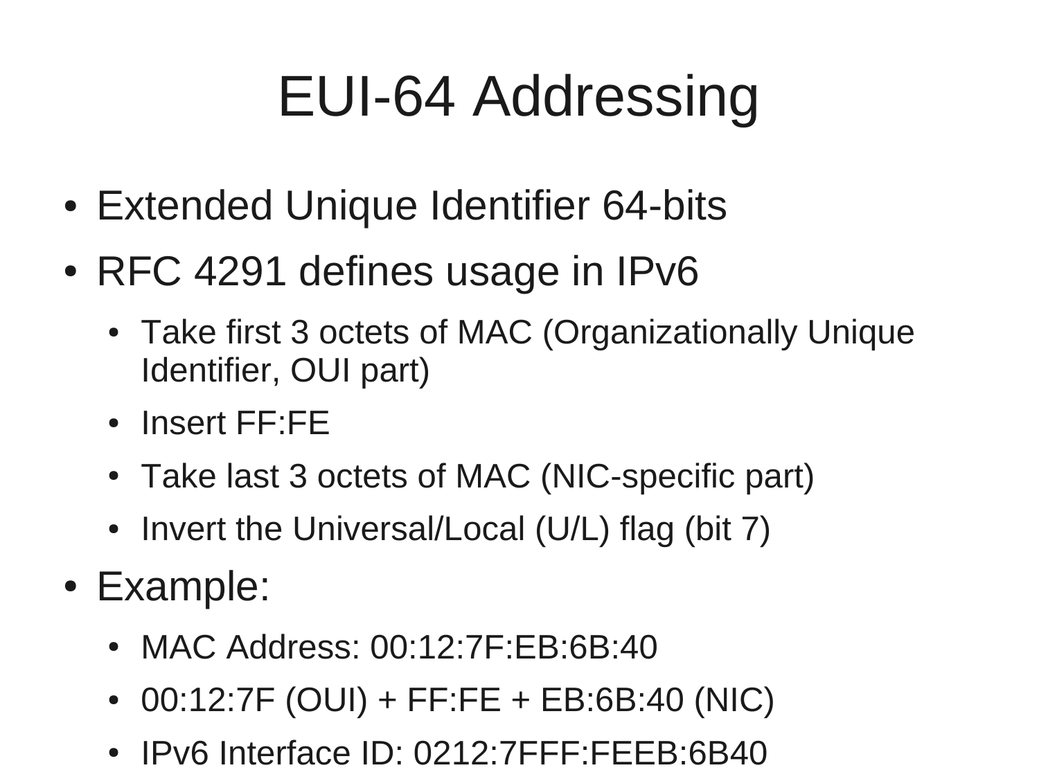# EUI-64 Addressing

- Extended Unique Identifier 64-bits
- RFC 4291 defines usage in IPv6
  - Take first 3 octets of MAC (Organizationally Unique Identifier, OUI part)
  - Insert FF:FE
  - Take last 3 octets of MAC (NIC-specific part)
  - Invert the Universal/Local (U/L) flag (bit 7)
- Example:
  - MAC Address: 00:12:7F:EB:6B:40
  - 00:12:7F (OUI) + FF:FE + EB:6B:40 (NIC)
  - IPv6 Interface ID: 0212:7FFF:FEEB:6B40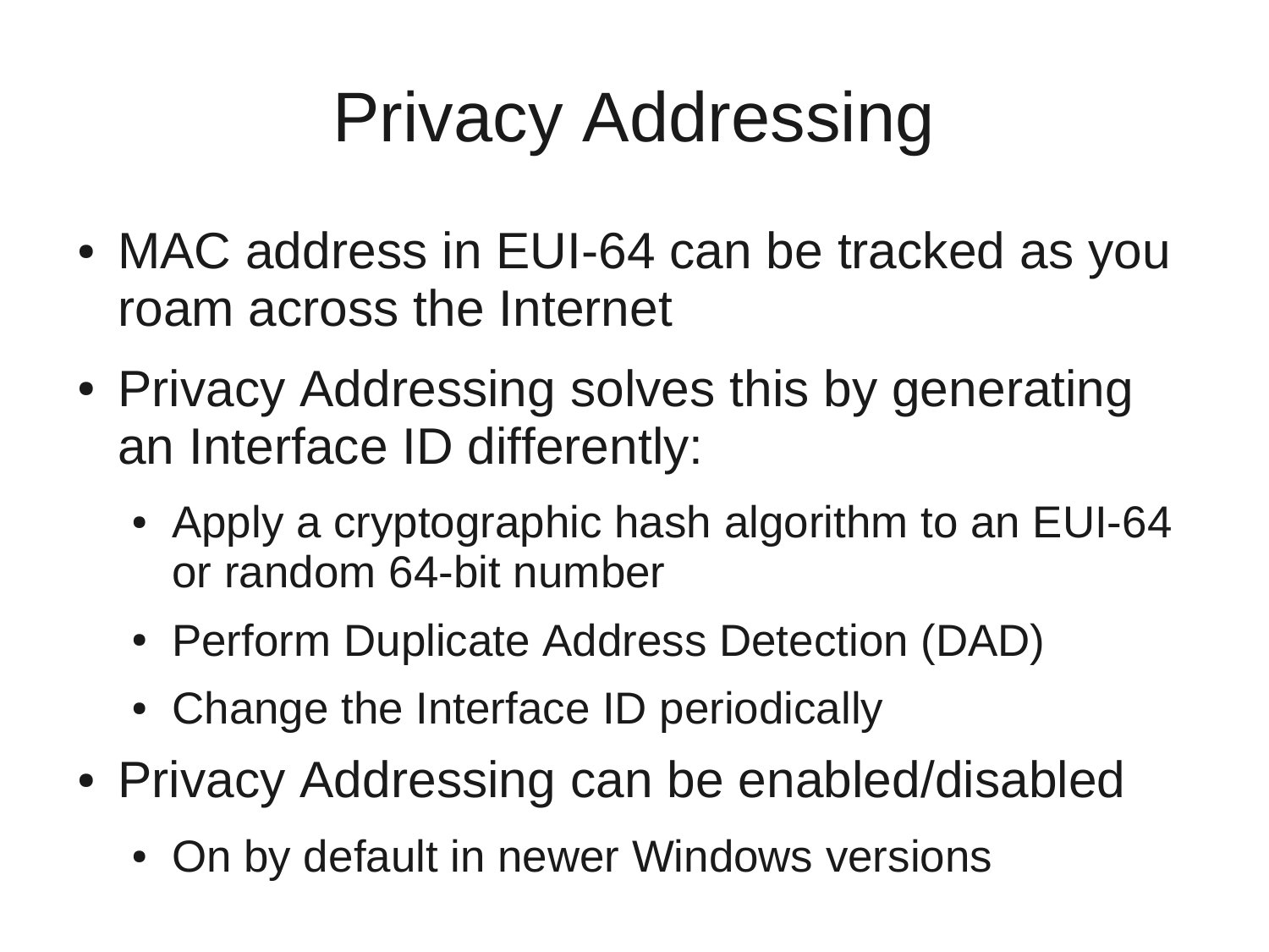# Privacy Addressing

- MAC address in EUI-64 can be tracked as you roam across the Internet
- Privacy Addressing solves this by generating an Interface ID differently:
  - Apply a cryptographic hash algorithm to an EUI-64 or random 64-bit number
  - Perform Duplicate Address Detection (DAD)
  - Change the Interface ID periodically
- Privacy Addressing can be enabled/disabled
  - On by default in newer Windows versions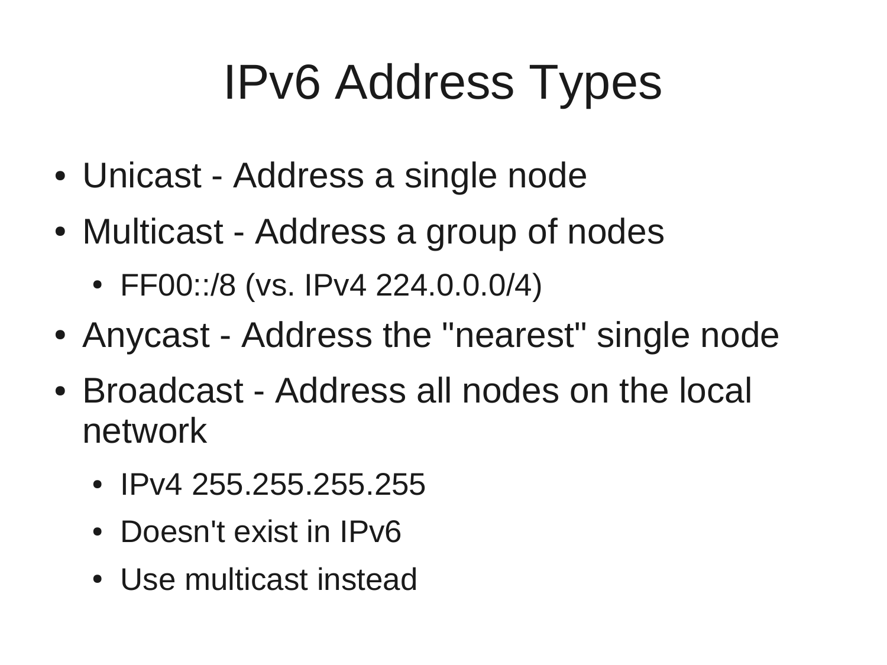# IPv6 Address Types

- Unicast - Address a single node
- Multicast - Address a group of nodes
  - FF00::/8 (vs. IPv4 224.0.0.0/4)
- Anycast - Address the "nearest" single node
- Broadcast - Address all nodes on the local network
  - IPv4 255.255.255.255
  - Doesn't exist in IPv6
  - Use multicast instead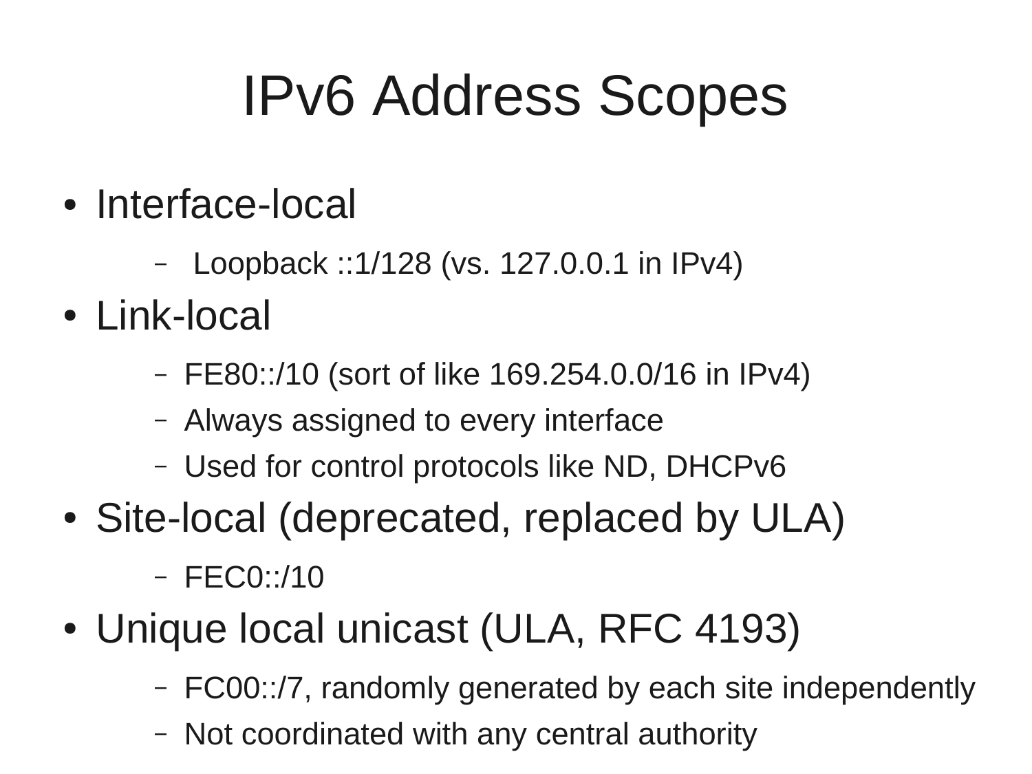# IPv6 Address Scopes

- Interface-local
  - Loopback ::1/128 (vs. 127.0.0.1 in IPv4)
- Link-local
  - FE80::/10 (sort of like 169.254.0.0/16 in IPv4)
  - Always assigned to every interface
  - Used for control protocols like ND, DHCPv6
- Site-local (deprecated, replaced by ULA)
  - FEC0::/10
- Unique local unicast (ULA, RFC 4193)
  - FC00::/7, randomly generated by each site independently
  - Not coordinated with any central authority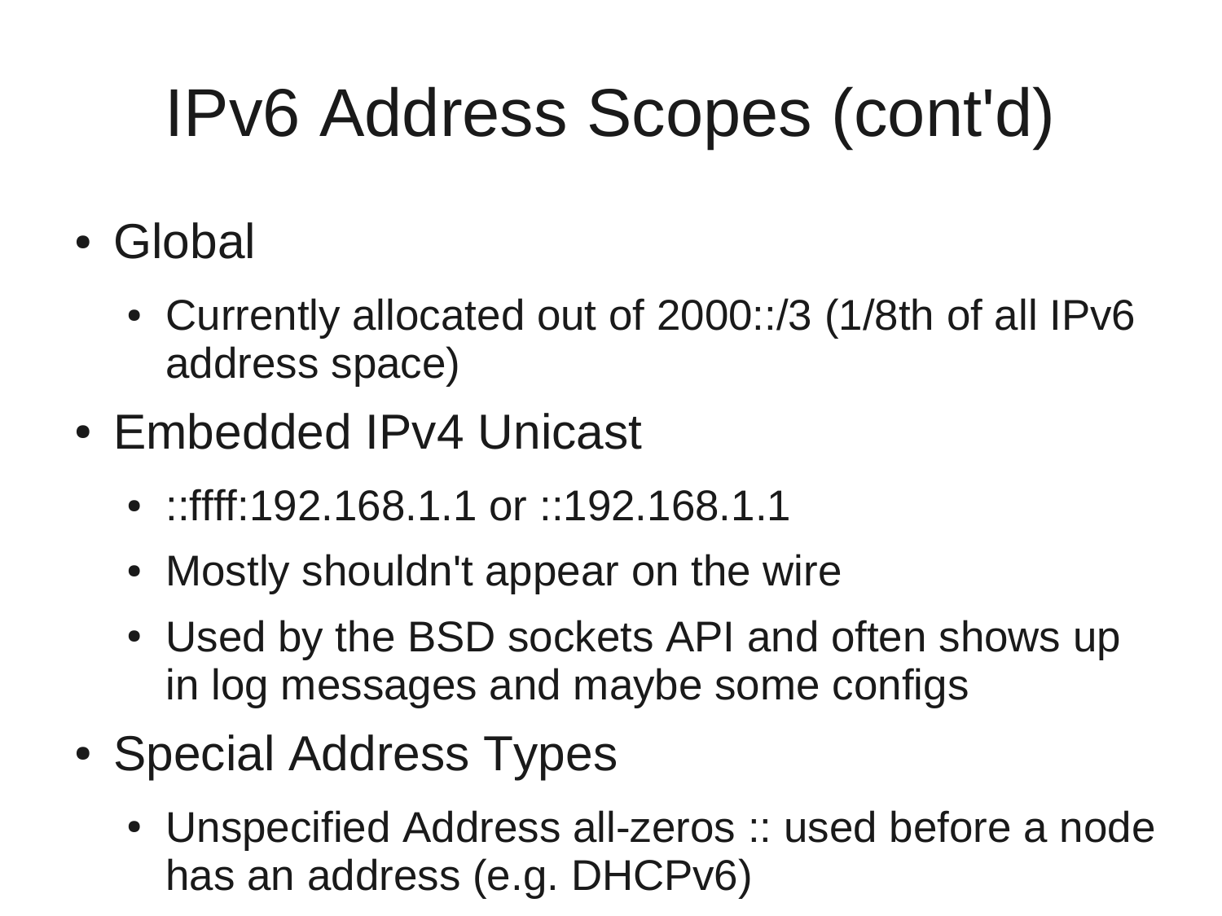# IPv6 Address Scopes (cont'd)

- Global
  - Currently allocated out of 2000::/3 (1/8th of all IPv6 address space)
- Embedded IPv4 Unicast
  - ::ffff:192.168.1.1 or ::192.168.1.1
  - Mostly shouldn't appear on the wire
  - Used by the BSD sockets API and often shows up in log messages and maybe some configs
- Special Address Types
  - Unspecified Address all-zeros :: used before a node has an address (e.g. DHCPv6)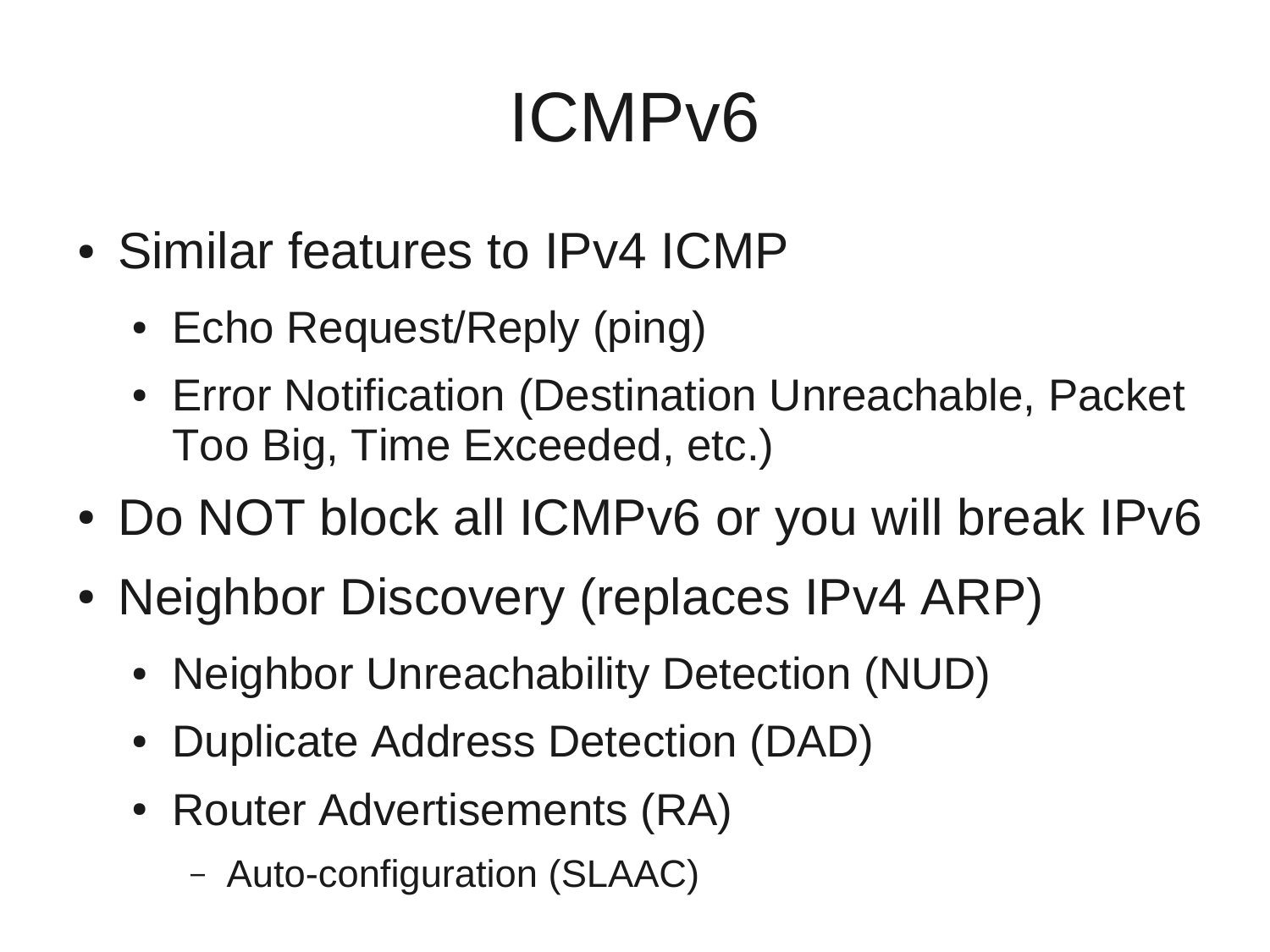# ICMPv6

- Similar features to IPv4 ICMP
  - Echo Request/Reply (ping)
  - Error Notification (Destination Unreachable, Packet Too Big, Time Exceeded, etc.)
- Do NOT block all ICMPv6 or you will break IPv6
- Neighbor Discovery (replaces IPv4 ARP)
  - Neighbor Unreachability Detection (NUD)
  - Duplicate Address Detection (DAD)
  - Router Advertisements (RA)
    - Auto-configuration (SLAAC)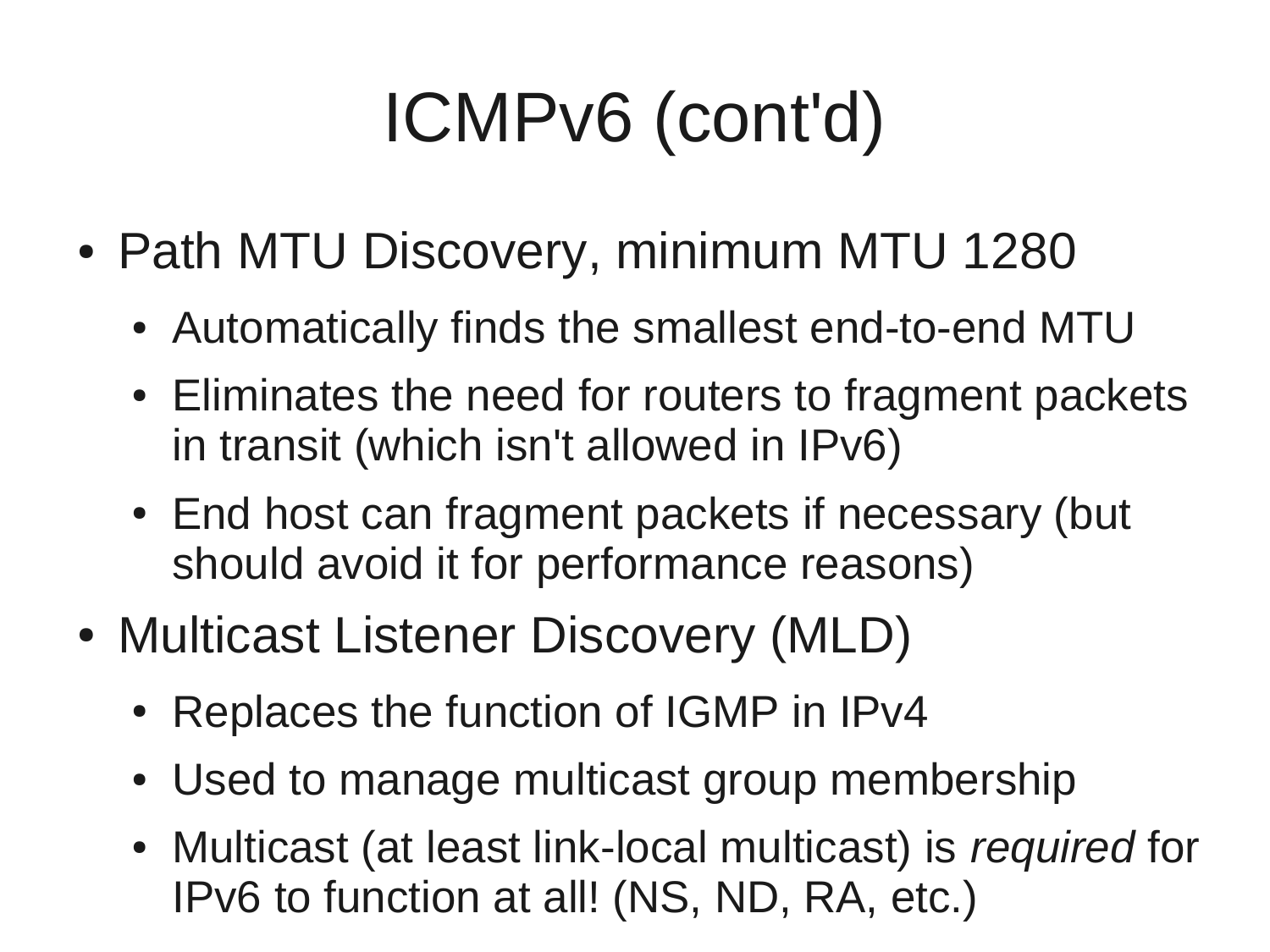# ICMPv6 (cont'd)

- Path MTU Discovery, minimum MTU 1280
  - Automatically finds the smallest end-to-end MTU
  - Eliminates the need for routers to fragment packets in transit (which isn't allowed in IPv6)
  - End host can fragment packets if necessary (but should avoid it for performance reasons)
- Multicast Listener Discovery (MLD)
  - Replaces the function of IGMP in IPv4
  - Used to manage multicast group membership
  - Multicast (at least link-local multicast) is *required* for IPv6 to function at all! (NS, ND, RA, etc.)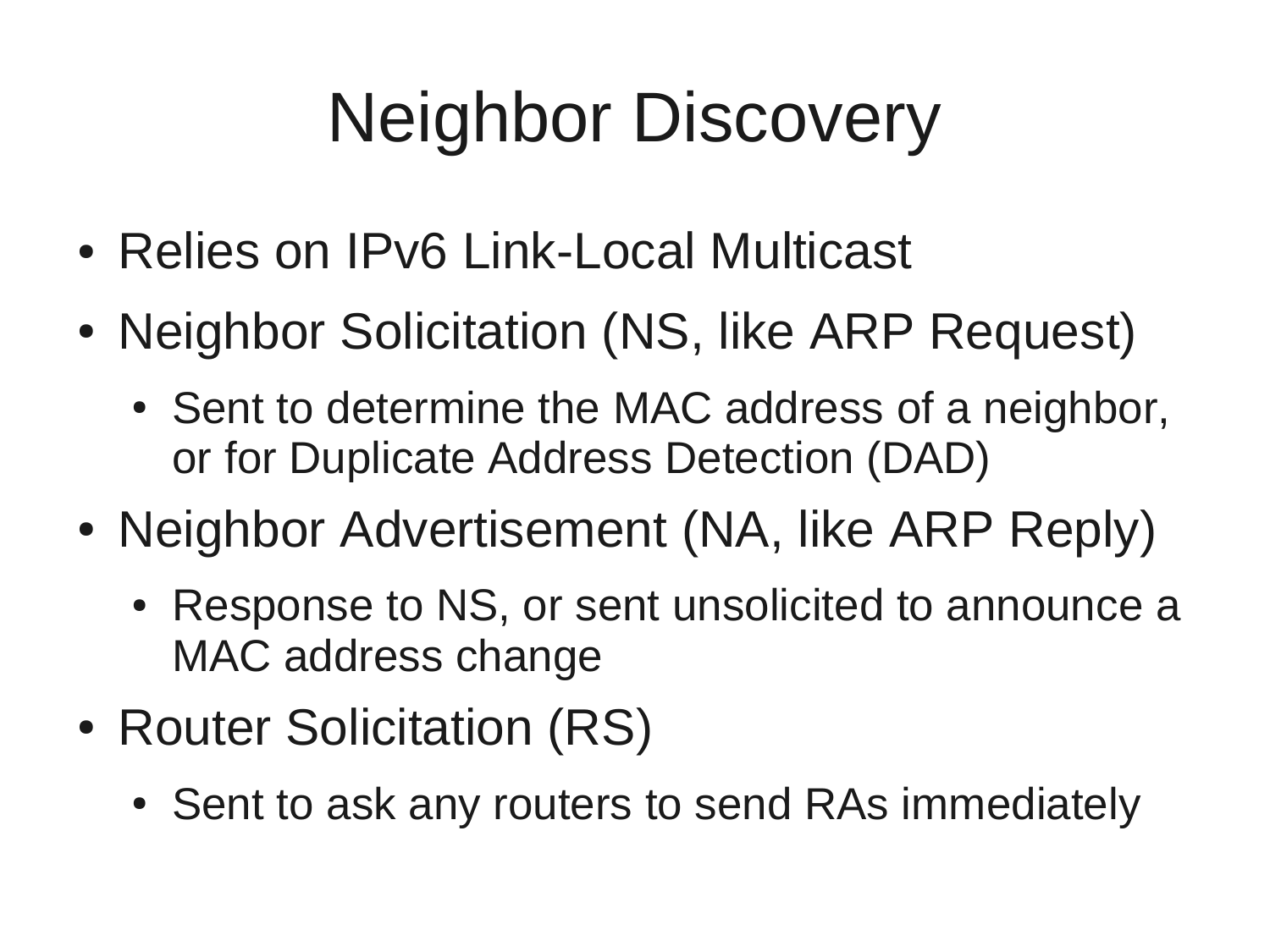# Neighbor Discovery

- Relies on IPv6 Link-Local Multicast
- Neighbor Solicitation (NS, like ARP Request)
  - Sent to determine the MAC address of a neighbor, or for Duplicate Address Detection (DAD)
- Neighbor Advertisement (NA, like ARP Reply)
  - Response to NS, or sent unsolicited to announce a MAC address change
- Router Solicitation (RS)
  - Sent to ask any routers to send RAs immediately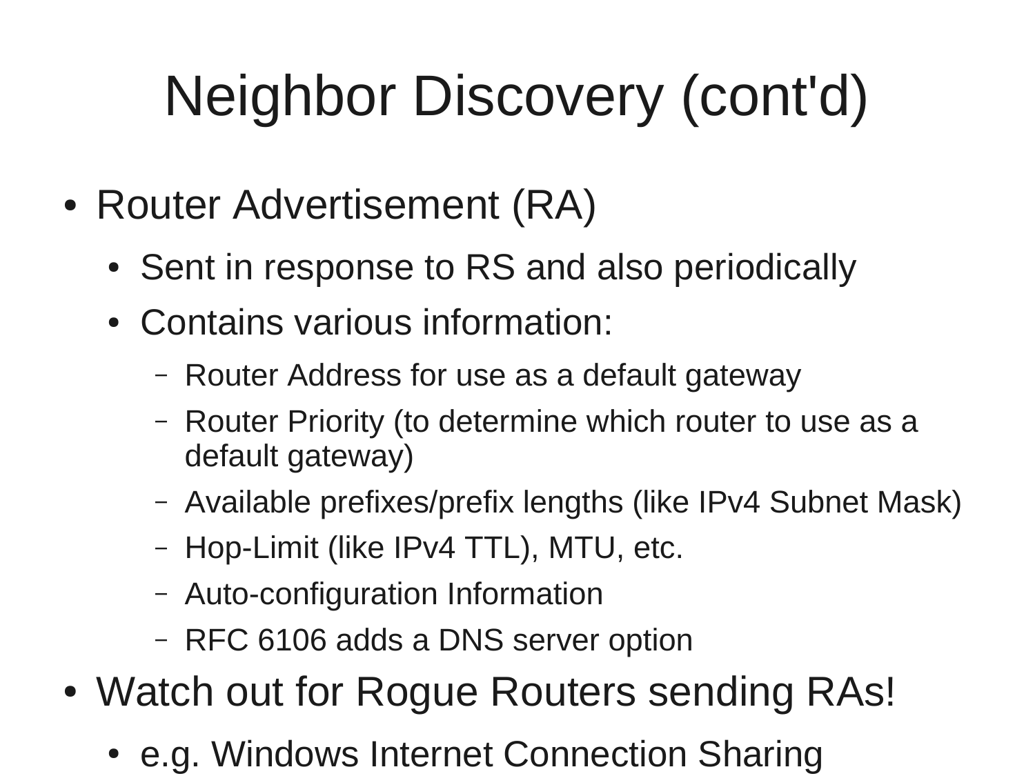# Neighbor Discovery (cont'd)

- Router Advertisement (RA)
  - Sent in response to RS and also periodically
  - Contains various information:
    - Router Address for use as a default gateway
    - Router Priority (to determine which router to use as a default gateway)
    - Available prefixes/prefix lengths (like IPv4 Subnet Mask)
    - Hop-Limit (like IPv4 TTL), MTU, etc.
    - Auto-configuration Information
    - RFC 6106 adds a DNS server option
- Watch out for Rogue Routers sending RAs!
  - e.g. Windows Internet Connection Sharing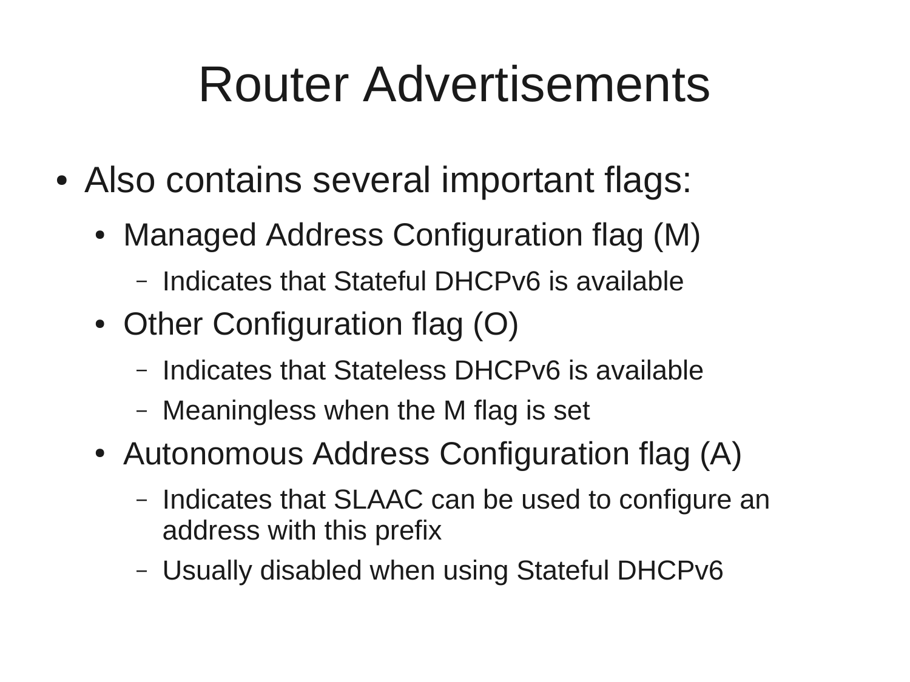# Router Advertisements

- Also contains several important flags:
  - Managed Address Configuration flag (M)
    - Indicates that Stateful DHCPv6 is available
  - Other Configuration flag (O)
    - Indicates that Stateless DHCPv6 is available
    - Meaningless when the M flag is set
  - Autonomous Address Configuration flag (A)
    - Indicates that SLAAC can be used to configure an address with this prefix
    - Usually disabled when using Stateful DHCPv6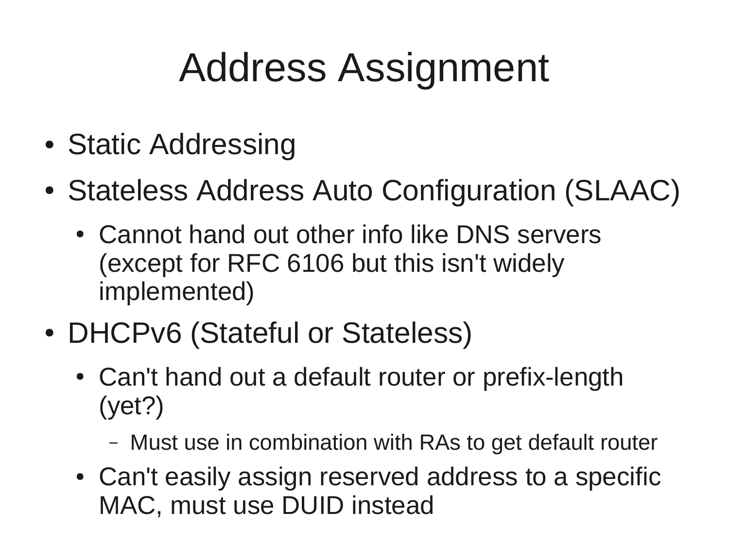# Address Assignment

- Static Addressing
- Stateless Address Auto Configuration (SLAAC)
  - Cannot hand out other info like DNS servers (except for RFC 6106 but this isn't widely implemented)
- DHCPv6 (Stateful or Stateless)
  - Can't hand out a default router or prefix-length (yet?)
    - Must use in combination with RAs to get default router
  - Can't easily assign reserved address to a specific MAC, must use DUID instead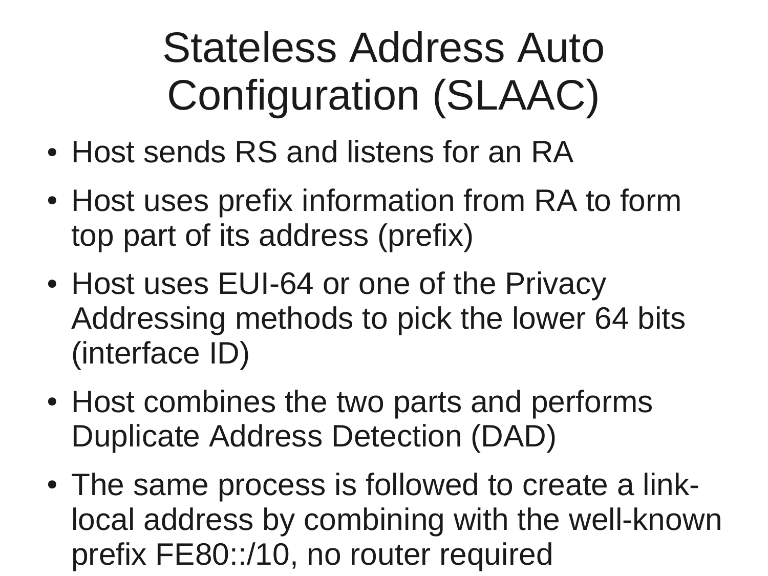# Stateless Address Auto Configuration (SLAAC)

- Host sends RS and listens for an RA
- Host uses prefix information from RA to form top part of its address (prefix)
- Host uses EUI-64 or one of the Privacy Addressing methods to pick the lower 64 bits (interface ID)
- Host combines the two parts and performs Duplicate Address Detection (DAD)
- The same process is followed to create a link-local address by combining with the well-known prefix FE80::/10, no router required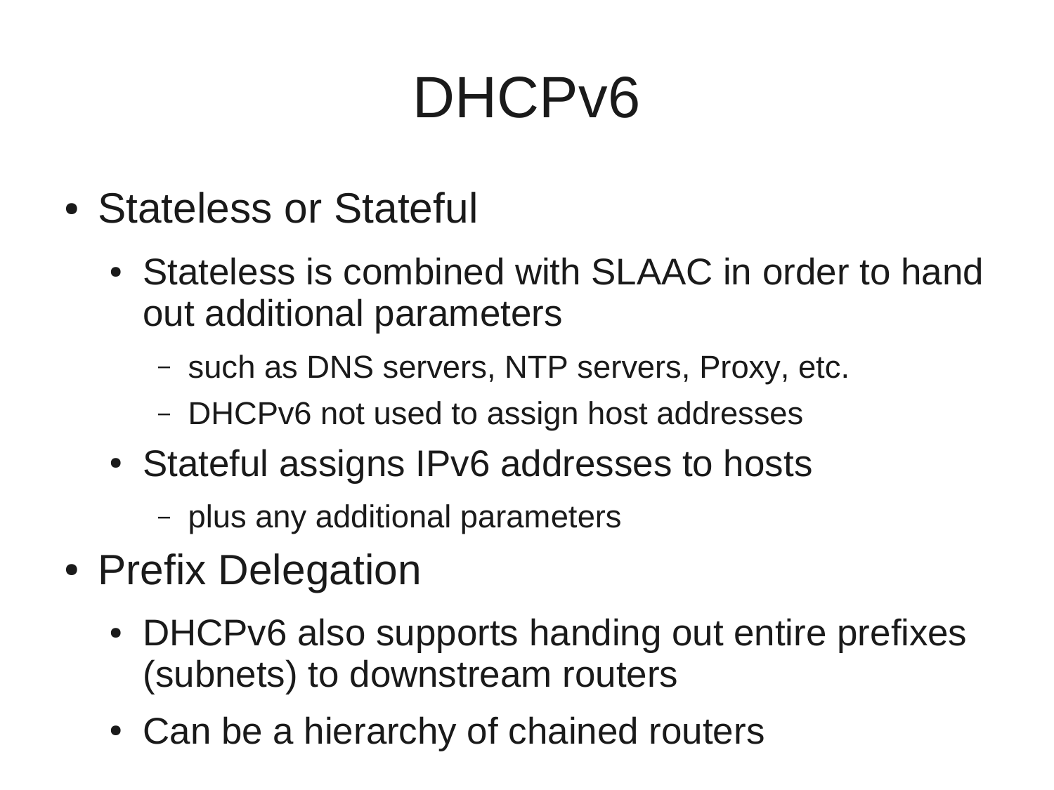# DHCPv6

- Stateless or Stateful
  - Stateless is combined with SLAAC in order to hand out additional parameters
    - such as DNS servers, NTP servers, Proxy, etc.
    - DHCPv6 not used to assign host addresses
  - Stateful assigns IPv6 addresses to hosts
    - plus any additional parameters
- Prefix Delegation
  - DHCPv6 also supports handing out entire prefixes (subnets) to downstream routers
  - Can be a hierarchy of chained routers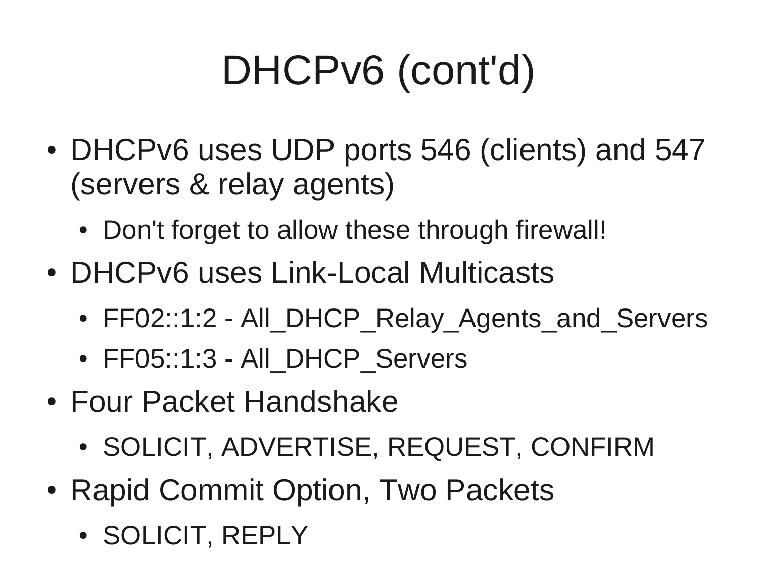# DHCPv6 (cont'd)

- DHCPv6 uses UDP ports 546 (clients) and 547 (servers & relay agents)
  - Don't forget to allow these through firewall!
- DHCPv6 uses Link-Local Multicasts
  - FF02::1:2 - All_DHCP_Relay_Agents_and_Servers
  - FF05::1:3 - All_DHCP_Servers
- Four Packet Handshake
  - SOLICIT, ADVERTISE, REQUEST, CONFIRM
- Rapid Commit Option, Two Packets
  - SOLICIT, REPLY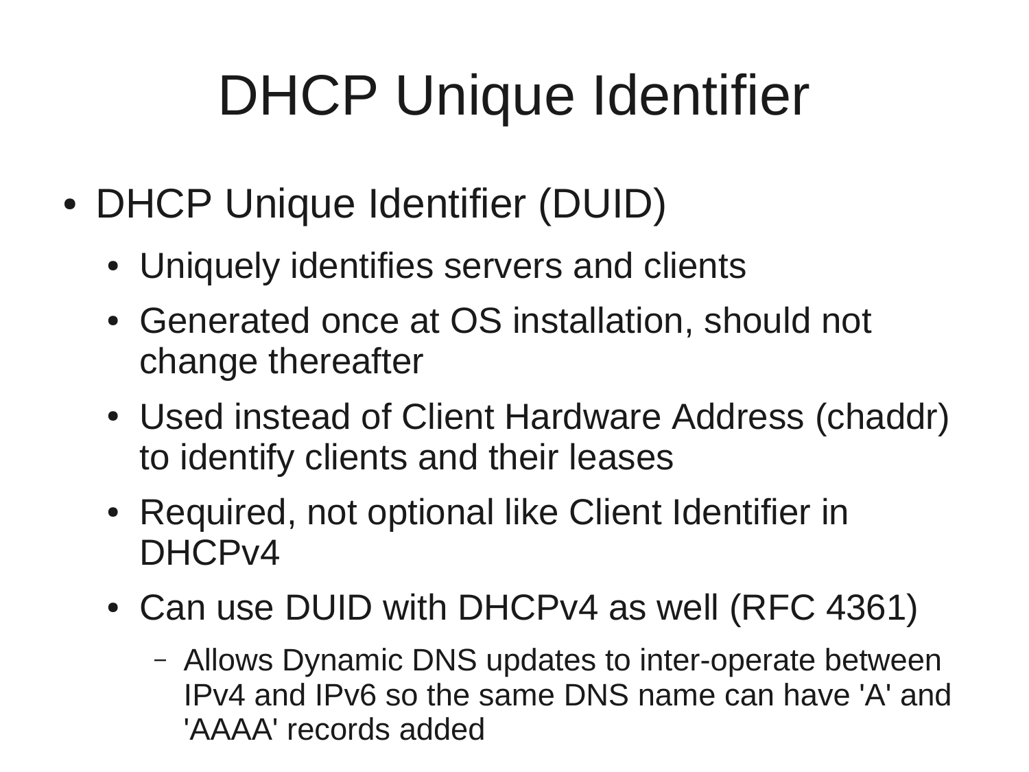# DHCP Unique Identifier

- DHCP Unique Identifier (DUID)
  - Uniquely identifies servers and clients
  - Generated once at OS installation, should not change thereafter
  - Used instead of Client Hardware Address (chaddr) to identify clients and their leases
  - Required, not optional like Client Identifier in DHCPv4
  - Can use DUID with DHCPv4 as well (RFC 4361)
    - Allows Dynamic DNS updates to inter-operate between IPv4 and IPv6 so the same DNS name can have 'A' and 'AAAA' records added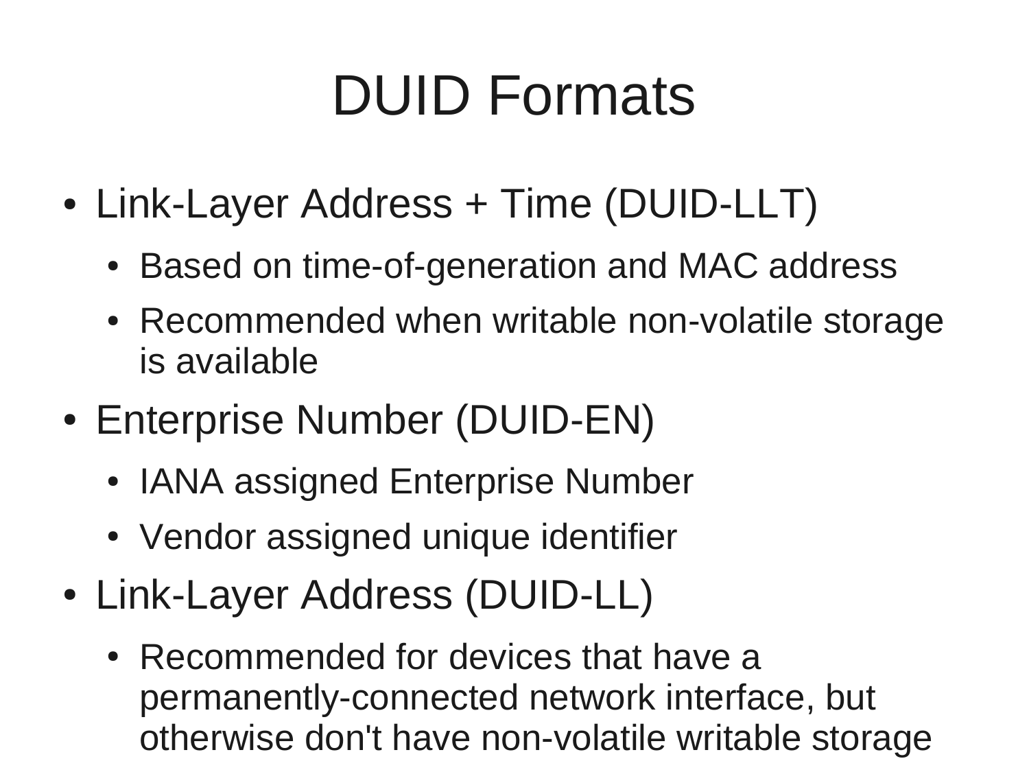# DUID Formats

- Link-Layer Address + Time (DUID-LLT)
  - Based on time-of-generation and MAC address
  - Recommended when writable non-volatile storage is available
- Enterprise Number (DUID-EN)
  - IANA assigned Enterprise Number
  - Vendor assigned unique identifier
- Link-Layer Address (DUID-LL)
  - Recommended for devices that have a permanently-connected network interface, but otherwise don't have non-volatile writable storage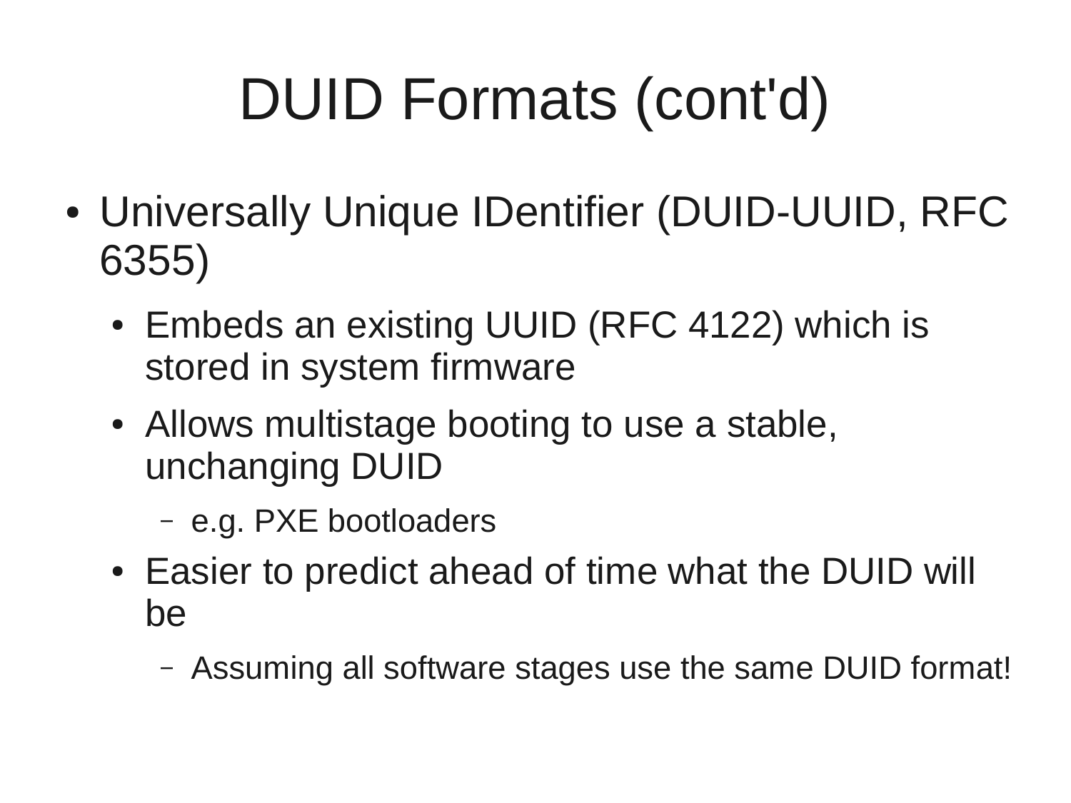# DUID Formats (cont'd)

- Universally Unique IDentifier (DUID-UUID, RFC 6355)
  - Embeds an existing UUID (RFC 4122) which is stored in system firmware
  - Allows multistage booting to use a stable, unchanging DUID
    - e.g. PXE bootloaders
  - Easier to predict ahead of time what the DUID will be
    - Assuming all software stages use the same DUID format!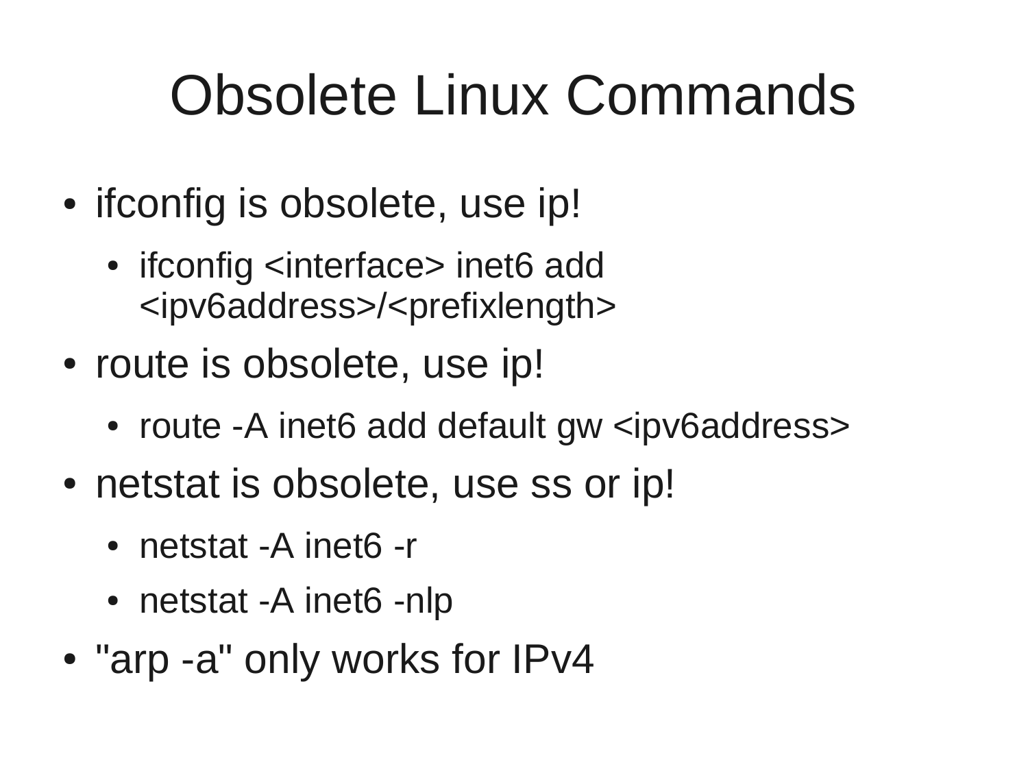# Obsolete Linux Commands

- ifconfig is obsolete, use ip!
  - ifconfig <interface> inet6 add <ipv6address>/<prefixlength>
- route is obsolete, use ip!
  - route -A inet6 add default gw <ipv6address>
- netstat is obsolete, use ss or ip!
  - netstat -A inet6 -r
  - netstat -A inet6 -nlp
- "arp -a" only works for IPv4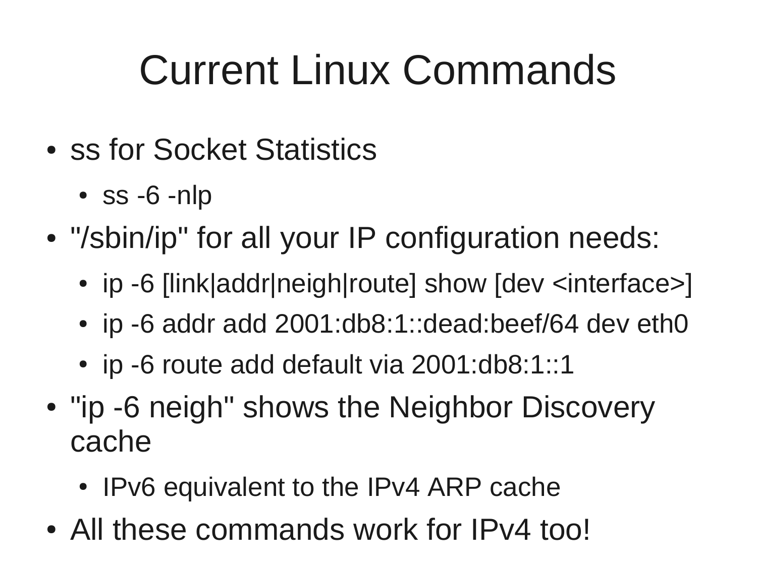# Current Linux Commands

- ss for Socket Statistics
  - ss -6 -nlp
- "/sbin/ip" for all your IP configuration needs:
  - ip -6 [link|addr|neigh|route] show [dev <interface>]
  - ip -6 addr add 2001:db8:1::dead:beef/64 dev eth0
  - ip -6 route add default via 2001:db8:1::1
- "ip -6 neigh" shows the Neighbor Discovery cache
  - IPv6 equivalent to the IPv4 ARP cache
- All these commands work for IPv4 too!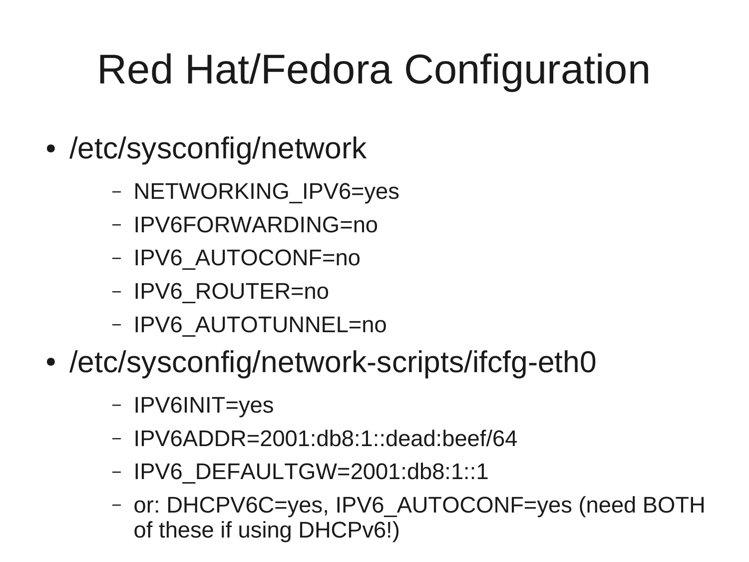# Red Hat/Fedora Configuration

- /etc/sysconfig/network
  - NETWORKING_IPV6=yes
  - IPV6FORWARDING=no
  - IPV6_AUTOCONF=no
  - IPV6_ROUTER=no
  - IPV6_AUTOTUNNEL=no
- /etc/sysconfig/network-scripts/ifcfg-eth0
  - IPV6INIT=yes
  - IPV6ADDR=2001:db8:1::dead:beef/64
  - IPV6_DEFAULTGW=2001:db8:1::1
  - or: DHCPV6C=yes, IPV6_AUTOCONF=yes (need BOTH of these if using DHCPv6!)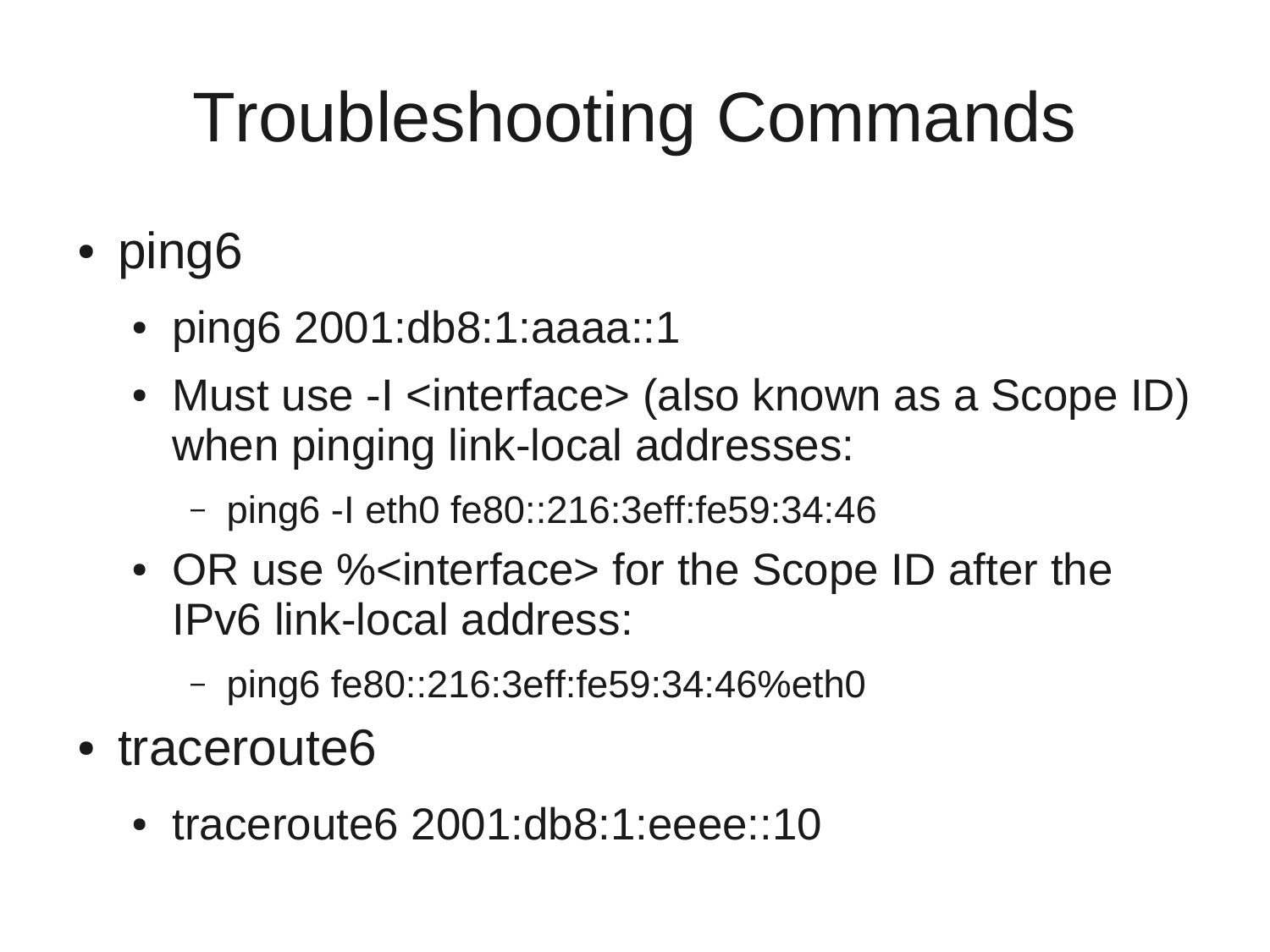# Troubleshooting Commands

- ping6
  - ping6 2001:db8:1:aaaa::1
  - Must use -I <interface> (also known as a Scope ID) when pinging link-local addresses:
    - ping6 -I eth0 fe80::216:3eff:fe59:34:46
  - OR use %<interface> for the Scope ID after the IPv6 link-local address:
    - ping6 fe80::216:3eff:fe59:34:46%eth0
- traceroute6
  - traceroute6 2001:db8:1:eeee::10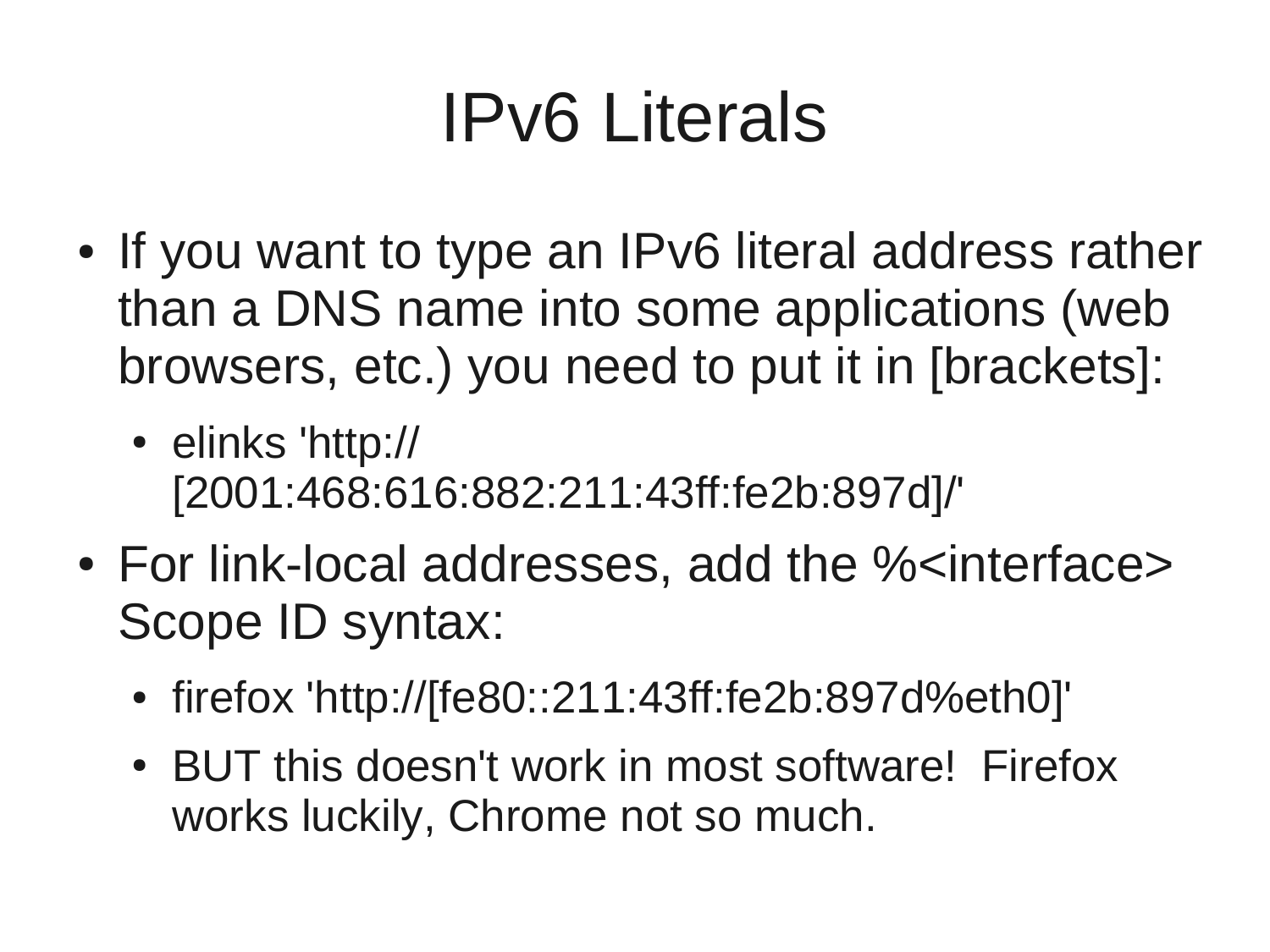# IPv6 Literals

- If you want to type an IPv6 literal address rather than a DNS name into some applications (web browsers, etc.) you need to put it in [brackets]:
  - elinks 'http://[2001:468:616:882:211:43ff:fe2b:897d]/'
- For link-local addresses, add the %<interface> Scope ID syntax:
  - firefox 'http://[fe80::211:43ff:fe2b:897d%eth0]'
  - BUT this doesn't work in most software! Firefox works luckily, Chrome not so much.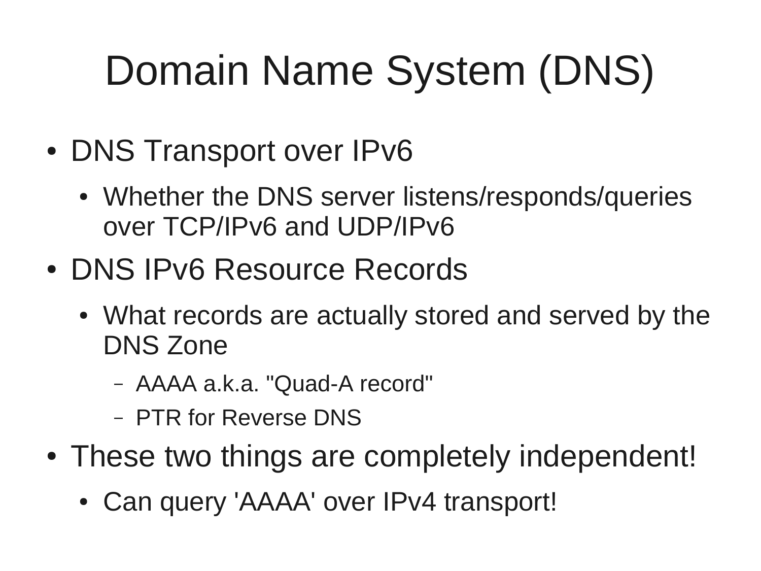# Domain Name System (DNS)

- DNS Transport over IPv6
  - Whether the DNS server listens/responds/queries over TCP/IPv6 and UDP/IPv6
- DNS IPv6 Resource Records
  - What records are actually stored and served by the DNS Zone
    - AAAA a.k.a. "Quad-A record"
    - PTR for Reverse DNS
- These two things are completely independent!
  - Can query 'AAAA' over IPv4 transport!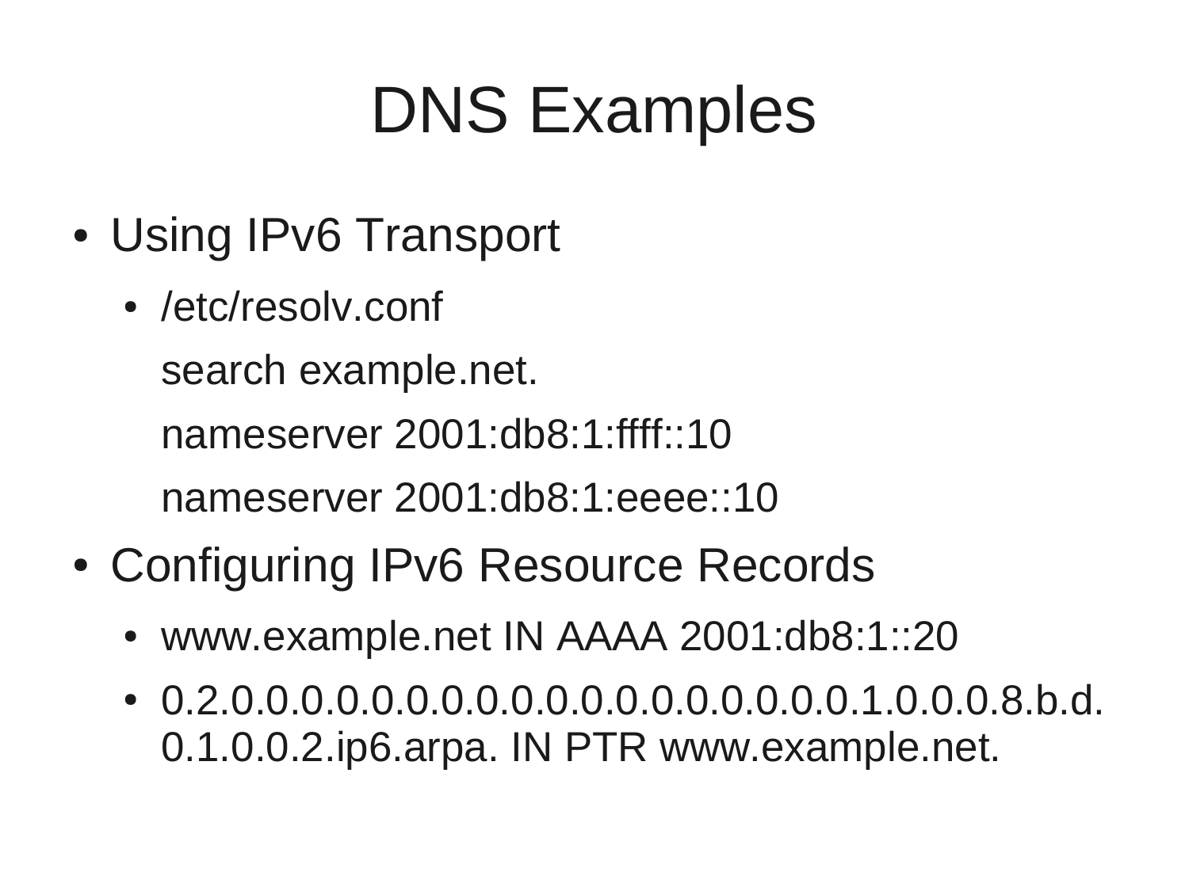# DNS Examples

- Using IPv6 Transport
  - /etc/resolv.conf

    search example.net.

    nameserver 2001:db8:1:ffff::10

    nameserver 2001:db8:1:eeee::10
- Configuring IPv6 Resource Records
  - www.example.net IN AAAA 2001:db8:1::20
  - 0.2.0.0.0.0.0.0.0.0.0.0.0.0.0.0.0.0.0.0.1.0.0.0.8.b.d.0.1.0.0.2.ip6.arpa. IN PTR www.example.net.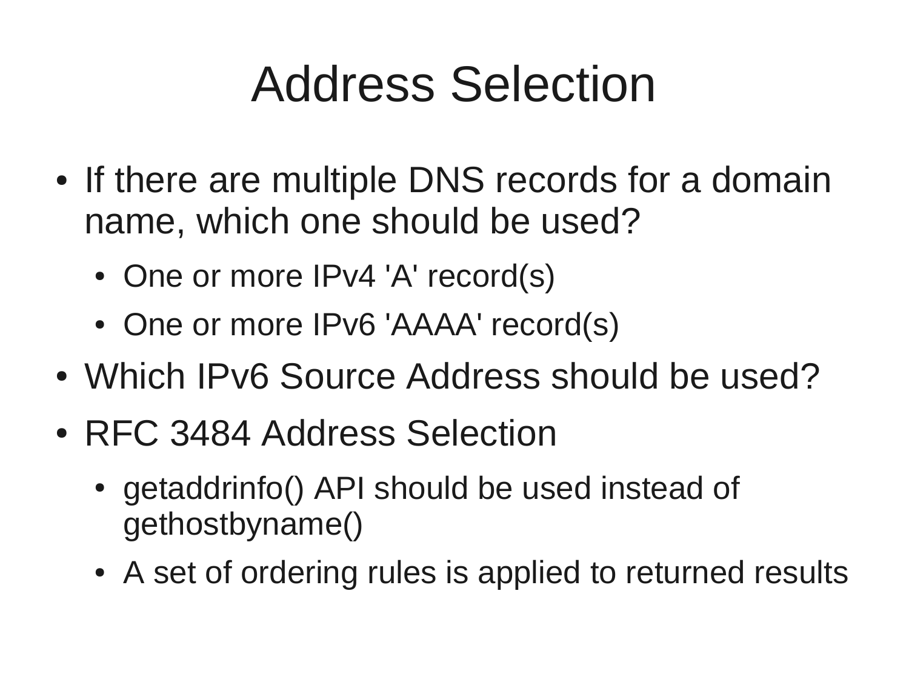# Address Selection

- If there are multiple DNS records for a domain name, which one should be used?
  - One or more IPv4 'A' record(s)
  - One or more IPv6 'AAAA' record(s)
- Which IPv6 Source Address should be used?
- RFC 3484 Address Selection
  - getaddrinfo() API should be used instead of gethostbyname()
  - A set of ordering rules is applied to returned results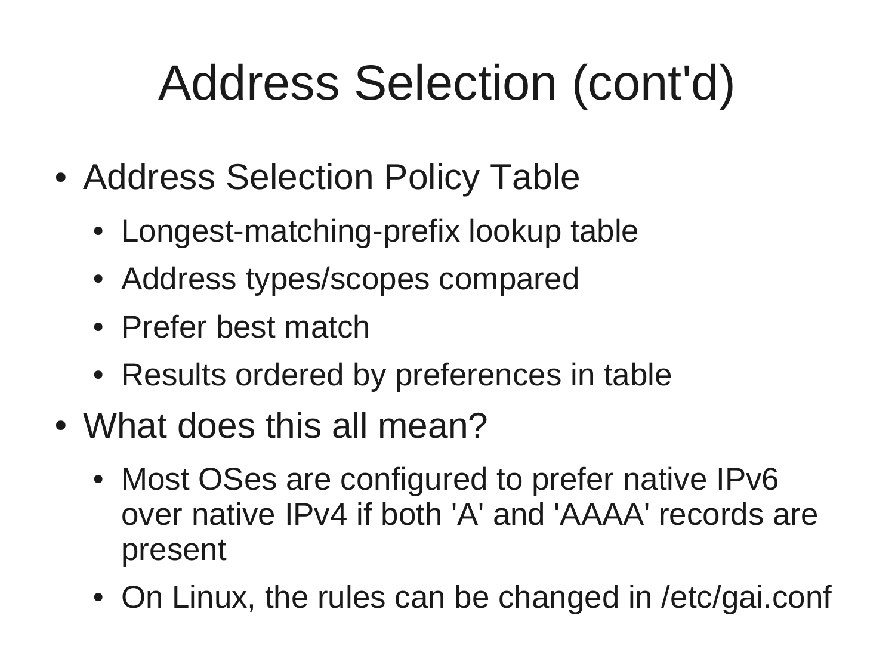# Address Selection (cont'd)

- Address Selection Policy Table
  - Longest-matching-prefix lookup table
  - Address types/scopes compared
  - Prefer best match
  - Results ordered by preferences in table
- What does this all mean?
  - Most OSes are configured to prefer native IPv6 over native IPv4 if both 'A' and 'AAAA' records are present
  - On Linux, the rules can be changed in /etc/gai.conf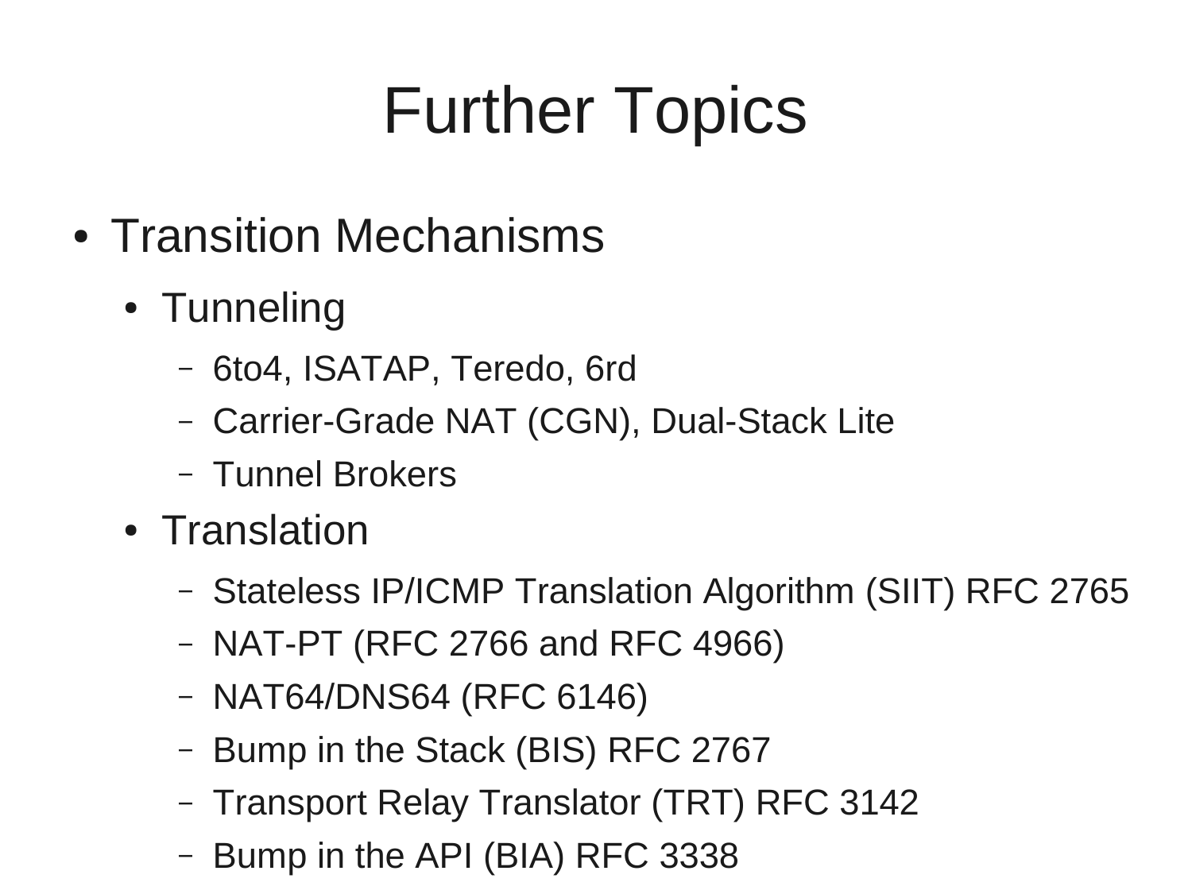# Further Topics

- Transition Mechanisms
  - Tunneling
    - 6to4, ISATAP, Teredo, 6rd
    - Carrier-Grade NAT (CGN), Dual-Stack Lite
    - Tunnel Brokers
  - Translation
    - Stateless IP/ICMP Translation Algorithm (SIIT) RFC 2765
    - NAT-PT (RFC 2766 and RFC 4966)
    - NAT64/DNS64 (RFC 6146)
    - Bump in the Stack (BIS) RFC 2767
    - Transport Relay Translator (TRT) RFC 3142
    - Bump in the API (BIA) RFC 3338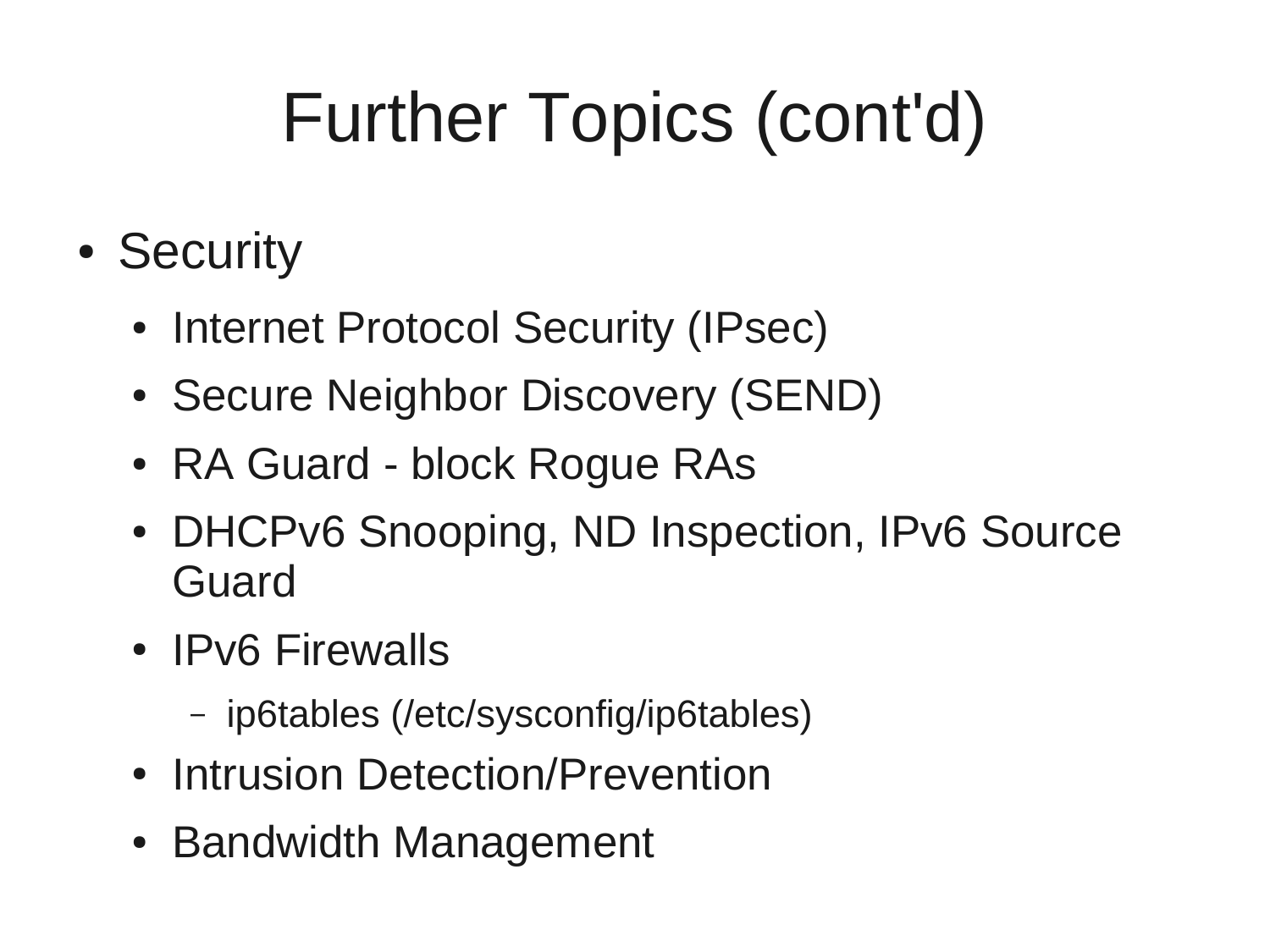# Further Topics (cont'd)

- Security
  - Internet Protocol Security (IPsec)
  - Secure Neighbor Discovery (SEND)
  - RA Guard - block Rogue RAs
  - DHCPv6 Snooping, ND Inspection, IPv6 Source Guard
  - IPv6 Firewalls
    - ip6tables (/etc/sysconfig/ip6tables)
  - Intrusion Detection/Prevention
  - Bandwidth Management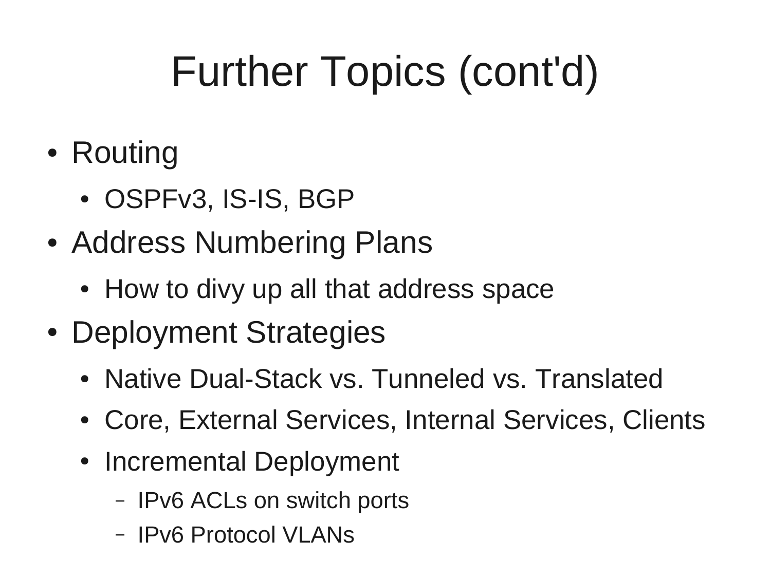# Further Topics (cont'd)

- Routing
  - OSPFv3, IS-IS, BGP
- Address Numbering Plans
  - How to divy up all that address space
- Deployment Strategies
  - Native Dual-Stack vs. Tunneled vs. Translated
  - Core, External Services, Internal Services, Clients
  - Incremental Deployment
    - IPv6 ACLs on switch ports
    - IPv6 Protocol VLANs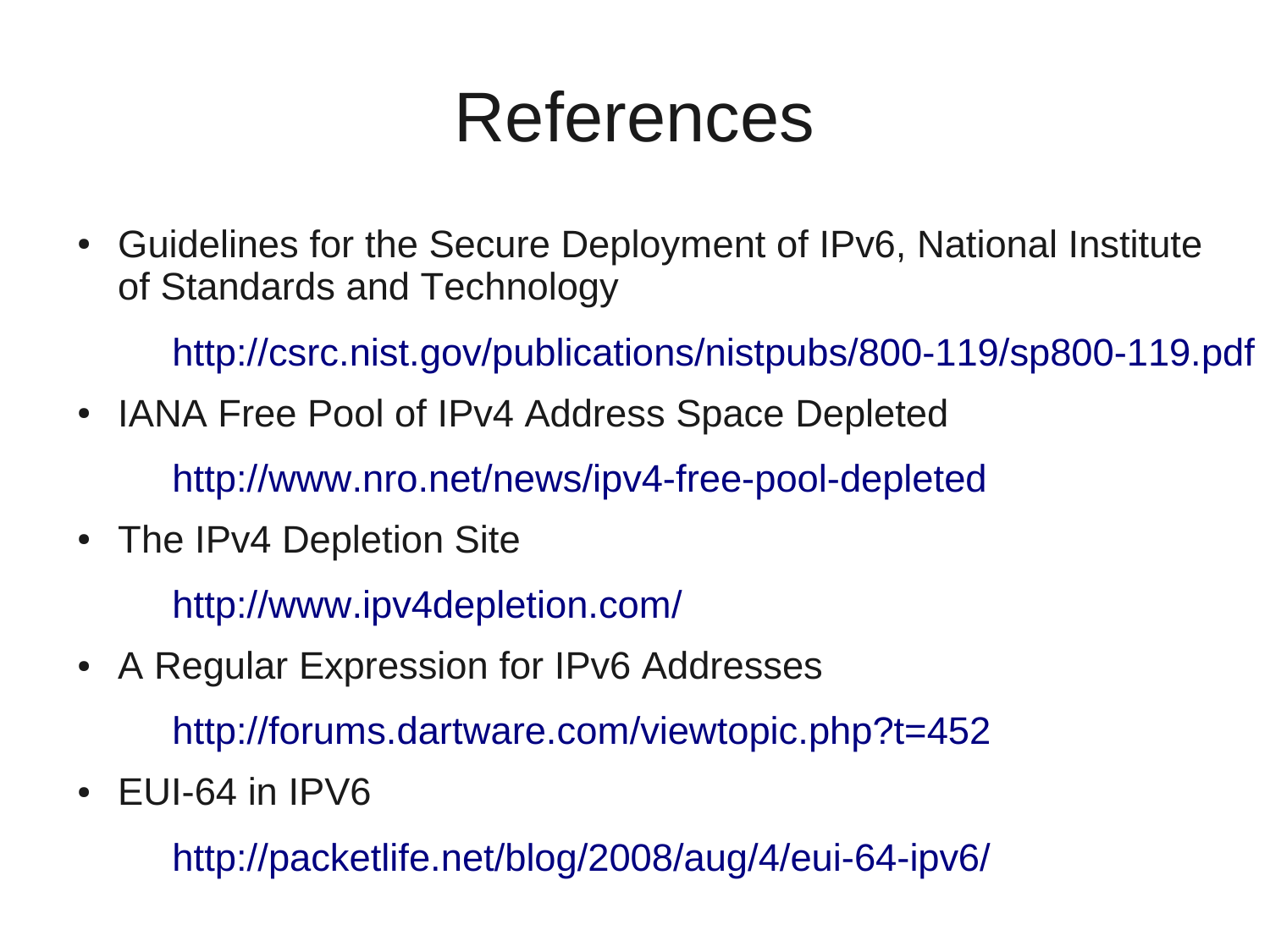# References

- Guidelines for the Secure Deployment of IPv6, National Institute of Standards and Technology

  http://csrc.nist.gov/publications/nistpubs/800-119/sp800-119.pdf

- IANA Free Pool of IPv4 Address Space Depleted

  http://www.nro.net/news/ipv4-free-pool-depleted

- The IPv4 Depletion Site

  http://www.ipv4depletion.com/

- A Regular Expression for IPv6 Addresses

  http://forums.dartware.com/viewtopic.php?t=452

- EUI-64 in IPV6

  http://packetlife.net/blog/2008/aug/4/eui-64-ipv6/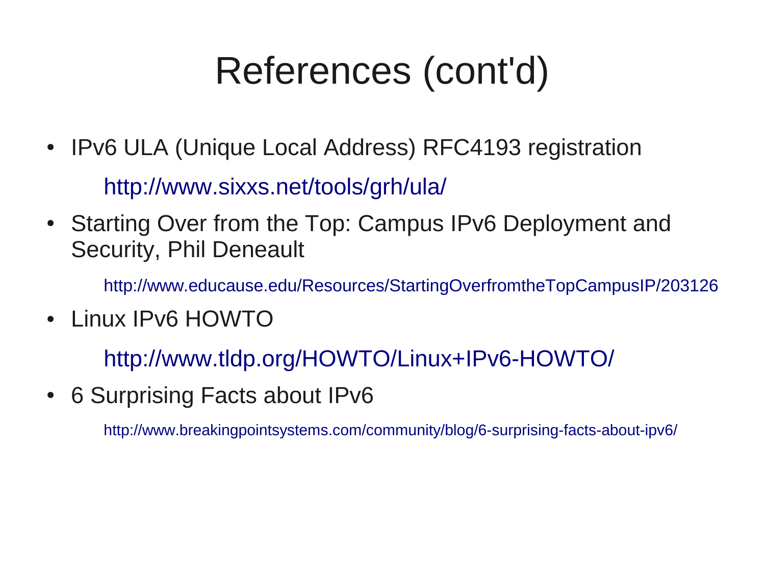# References (cont'd)

- IPv6 ULA (Unique Local Address) RFC4193 registration

  http://www.sixxs.net/tools/grh/ula/

- Starting Over from the Top: Campus IPv6 Deployment and Security, Phil Deneault

  http://www.educause.edu/Resources/StartingOverfromtheTopCampusIP/203126

- Linux IPv6 HOWTO

  http://www.tldp.org/HOWTO/Linux+IPv6-HOWTO/

- 6 Surprising Facts about IPv6

  http://www.breakingpointsystems.com/community/blog/6-surprising-facts-about-ipv6/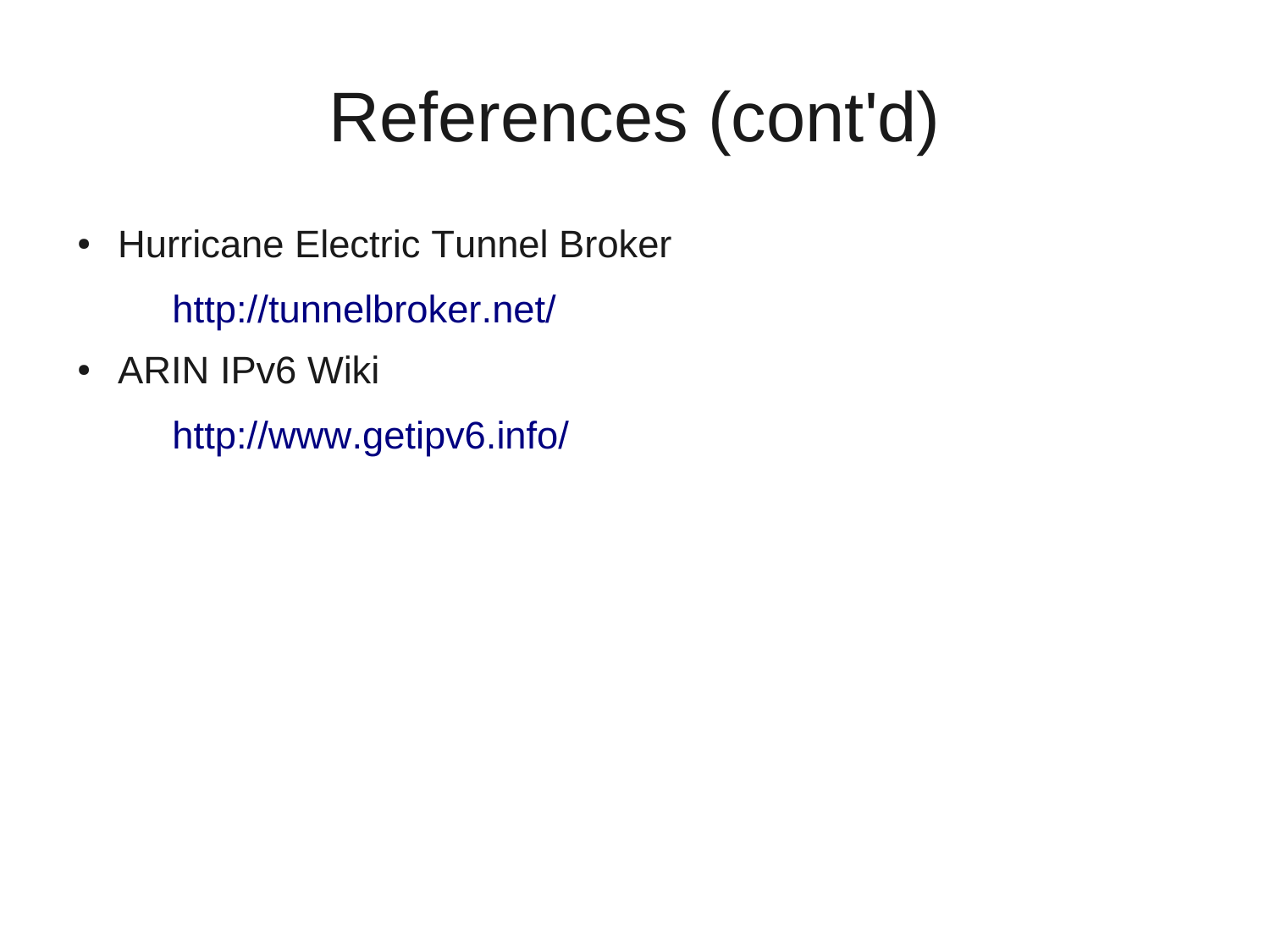# References (cont'd)

- Hurricane Electric Tunnel Broker

  http://tunnelbroker.net/

- ARIN IPv6 Wiki

  http://www.getipv6.info/